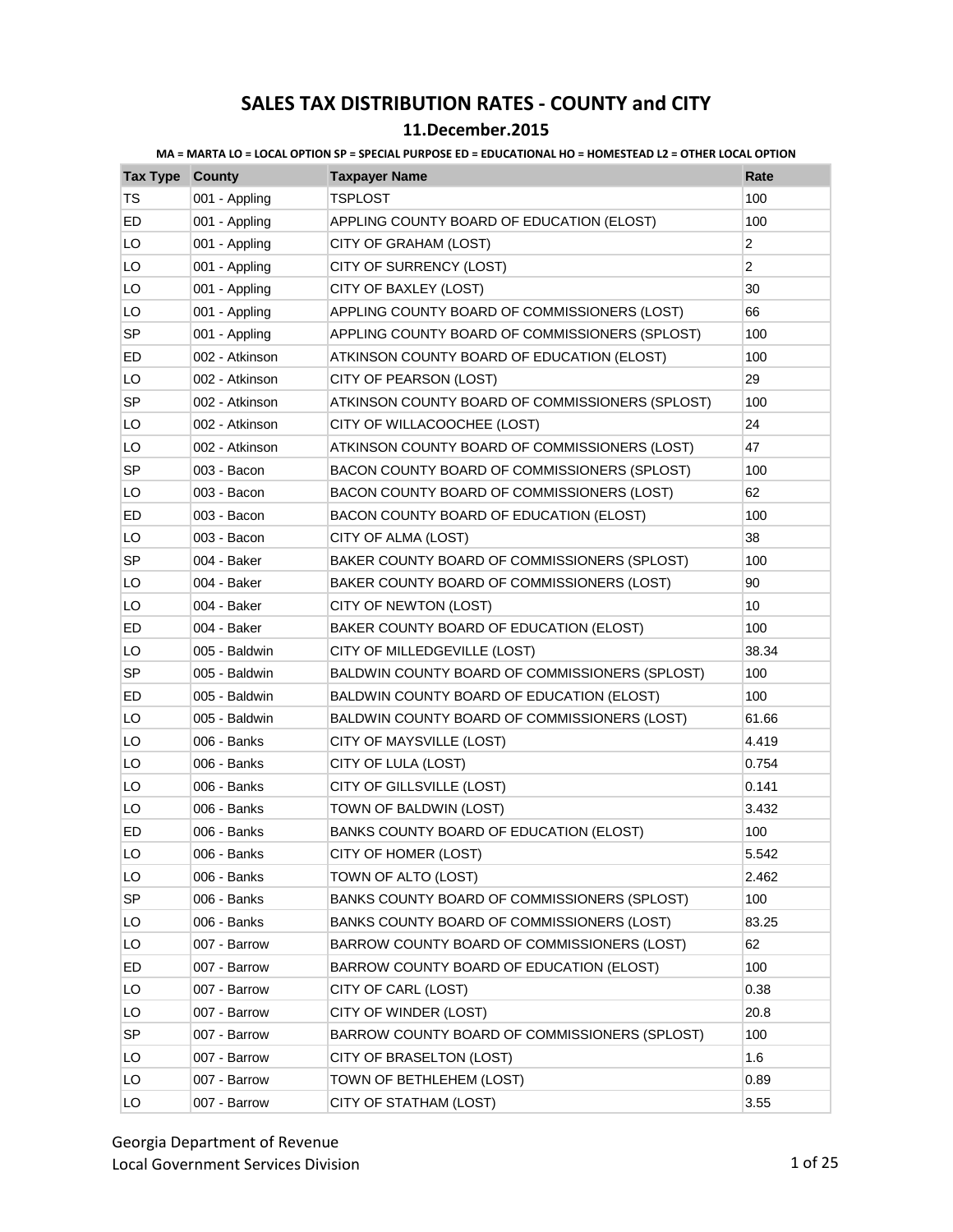# SALES TAX DISTRIBUTION RATES - COUNTY and CITY

## 11.December.2015

**MA = MARTA LO = LOCAL OPTION SP = SPECIAL PURPOSE ED = EDUCATIONAL HO = HOMESTEAD L2 = OTHER LOCAL OPTION**

| Tax Type | County | Taxpayer Name | Rate |
|---|---|---|---|
| TS | 001 - Appling | TSPLOST | 100 |
| ED | 001 - Appling | APPLING COUNTY BOARD OF EDUCATION (ELOST) | 100 |
| LO | 001 - Appling | CITY OF GRAHAM (LOST) | 2 |
| LO | 001 - Appling | CITY OF SURRENCY (LOST) | 2 |
| LO | 001 - Appling | CITY OF BAXLEY (LOST) | 30 |
| LO | 001 - Appling | APPLING COUNTY BOARD OF COMMISSIONERS (LOST) | 66 |
| SP | 001 - Appling | APPLING COUNTY BOARD OF COMMISSIONERS (SPLOST) | 100 |
| ED | 002 - Atkinson | ATKINSON COUNTY BOARD OF EDUCATION (ELOST) | 100 |
| LO | 002 - Atkinson | CITY OF PEARSON (LOST) | 29 |
| SP | 002 - Atkinson | ATKINSON COUNTY BOARD OF COMMISSIONERS (SPLOST) | 100 |
| LO | 002 - Atkinson | CITY OF WILLACOOCHEE (LOST) | 24 |
| LO | 002 - Atkinson | ATKINSON COUNTY BOARD OF COMMISSIONERS (LOST) | 47 |
| SP | 003 - Bacon | BACON COUNTY BOARD OF COMMISSIONERS (SPLOST) | 100 |
| LO | 003 - Bacon | BACON COUNTY BOARD OF COMMISSIONERS (LOST) | 62 |
| ED | 003 - Bacon | BACON COUNTY BOARD OF EDUCATION (ELOST) | 100 |
| LO | 003 - Bacon | CITY OF ALMA (LOST) | 38 |
| SP | 004 - Baker | BAKER COUNTY BOARD OF COMMISSIONERS (SPLOST) | 100 |
| LO | 004 - Baker | BAKER COUNTY BOARD OF COMMISSIONERS (LOST) | 90 |
| LO | 004 - Baker | CITY OF NEWTON (LOST) | 10 |
| ED | 004 - Baker | BAKER COUNTY BOARD OF EDUCATION (ELOST) | 100 |
| LO | 005 - Baldwin | CITY OF MILLEDGEVILLE (LOST) | 38.34 |
| SP | 005 - Baldwin | BALDWIN COUNTY BOARD OF COMMISSIONERS (SPLOST) | 100 |
| ED | 005 - Baldwin | BALDWIN COUNTY BOARD OF EDUCATION (ELOST) | 100 |
| LO | 005 - Baldwin | BALDWIN COUNTY BOARD OF COMMISSIONERS (LOST) | 61.66 |
| LO | 006 - Banks | CITY OF MAYSVILLE (LOST) | 4.419 |
| LO | 006 - Banks | CITY OF LULA (LOST) | 0.754 |
| LO | 006 - Banks | CITY OF GILLSVILLE (LOST) | 0.141 |
| LO | 006 - Banks | TOWN OF BALDWIN (LOST) | 3.432 |
| ED | 006 - Banks | BANKS COUNTY BOARD OF EDUCATION (ELOST) | 100 |
| LO | 006 - Banks | CITY OF HOMER (LOST) | 5.542 |
| LO | 006 - Banks | TOWN OF ALTO (LOST) | 2.462 |
| SP | 006 - Banks | BANKS COUNTY BOARD OF COMMISSIONERS (SPLOST) | 100 |
| LO | 006 - Banks | BANKS COUNTY BOARD OF COMMISSIONERS (LOST) | 83.25 |
| LO | 007 - Barrow | BARROW COUNTY BOARD OF COMMISSIONERS (LOST) | 62 |
| ED | 007 - Barrow | BARROW COUNTY BOARD OF EDUCATION (ELOST) | 100 |
| LO | 007 - Barrow | CITY OF CARL (LOST) | 0.38 |
| LO | 007 - Barrow | CITY OF WINDER (LOST) | 20.8 |
| SP | 007 - Barrow | BARROW COUNTY BOARD OF COMMISSIONERS (SPLOST) | 100 |
| LO | 007 - Barrow | CITY OF BRASELTON (LOST) | 1.6 |
| LO | 007 - Barrow | TOWN OF BETHLEHEM (LOST) | 0.89 |
| LO | 007 - Barrow | CITY OF STATHAM (LOST) | 3.55 |

Georgia Department of Revenue
Local Government Services Division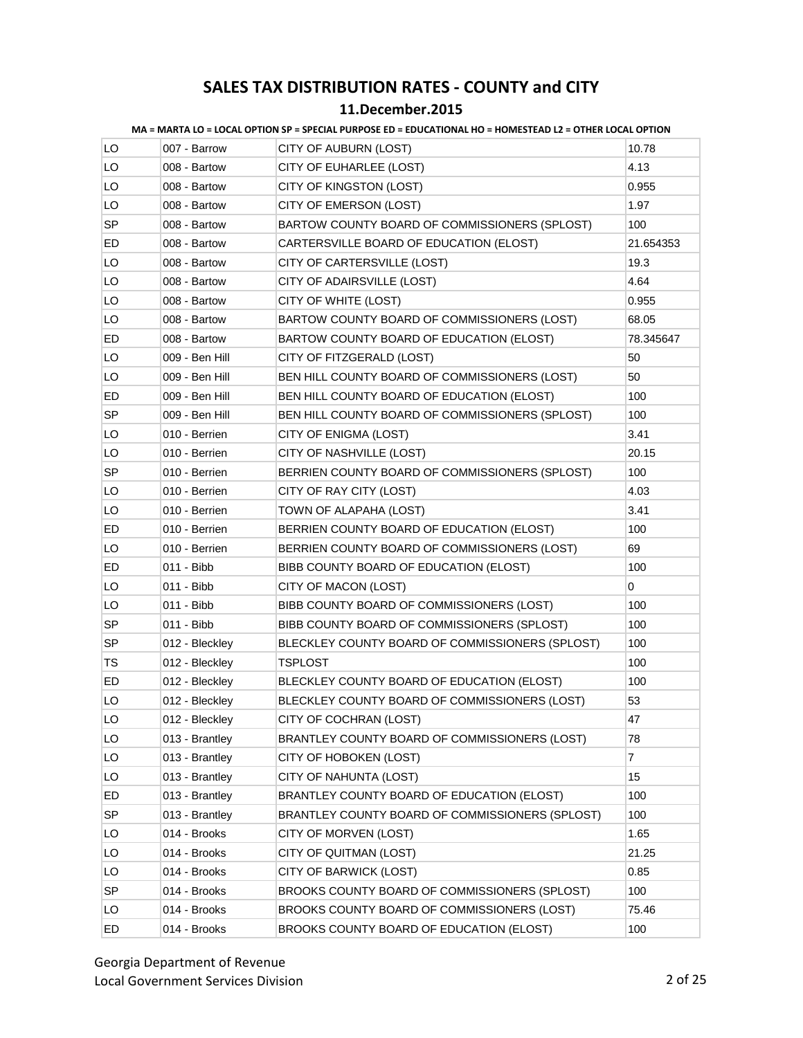# SALES TAX DISTRIBUTION RATES - COUNTY and CITY

## 11.December.2015

**MA = MARTA LO = LOCAL OPTION SP = SPECIAL PURPOSE ED = EDUCATIONAL HO = HOMESTEAD L2 = OTHER LOCAL OPTION**

| | | | |
|---|---|---|---|
| LO | 007 - Barrow | CITY OF AUBURN (LOST) | 10.78 |
| LO | 008 - Bartow | CITY OF EUHARLEE (LOST) | 4.13 |
| LO | 008 - Bartow | CITY OF KINGSTON (LOST) | 0.955 |
| LO | 008 - Bartow | CITY OF EMERSON (LOST) | 1.97 |
| SP | 008 - Bartow | BARTOW COUNTY BOARD OF COMMISSIONERS (SPLOST) | 100 |
| ED | 008 - Bartow | CARTERSVILLE BOARD OF EDUCATION (ELOST) | 21.654353 |
| LO | 008 - Bartow | CITY OF CARTERSVILLE (LOST) | 19.3 |
| LO | 008 - Bartow | CITY OF ADAIRSVILLE (LOST) | 4.64 |
| LO | 008 - Bartow | CITY OF WHITE (LOST) | 0.955 |
| LO | 008 - Bartow | BARTOW COUNTY BOARD OF COMMISSIONERS (LOST) | 68.05 |
| ED | 008 - Bartow | BARTOW COUNTY BOARD OF EDUCATION (ELOST) | 78.345647 |
| LO | 009 - Ben Hill | CITY OF FITZGERALD (LOST) | 50 |
| LO | 009 - Ben Hill | BEN HILL COUNTY BOARD OF COMMISSIONERS (LOST) | 50 |
| ED | 009 - Ben Hill | BEN HILL COUNTY BOARD OF EDUCATION (ELOST) | 100 |
| SP | 009 - Ben Hill | BEN HILL COUNTY BOARD OF COMMISSIONERS (SPLOST) | 100 |
| LO | 010 - Berrien | CITY OF ENIGMA (LOST) | 3.41 |
| LO | 010 - Berrien | CITY OF NASHVILLE (LOST) | 20.15 |
| SP | 010 - Berrien | BERRIEN COUNTY BOARD OF COMMISSIONERS (SPLOST) | 100 |
| LO | 010 - Berrien | CITY OF RAY CITY (LOST) | 4.03 |
| LO | 010 - Berrien | TOWN OF ALAPAHA (LOST) | 3.41 |
| ED | 010 - Berrien | BERRIEN COUNTY BOARD OF EDUCATION (ELOST) | 100 |
| LO | 010 - Berrien | BERRIEN COUNTY BOARD OF COMMISSIONERS (LOST) | 69 |
| ED | 011 - Bibb | BIBB COUNTY BOARD OF EDUCATION (ELOST) | 100 |
| LO | 011 - Bibb | CITY OF MACON (LOST) | 0 |
| LO | 011 - Bibb | BIBB COUNTY BOARD OF COMMISSIONERS (LOST) | 100 |
| SP | 011 - Bibb | BIBB COUNTY BOARD OF COMMISSIONERS (SPLOST) | 100 |
| SP | 012 - Bleckley | BLECKLEY COUNTY BOARD OF COMMISSIONERS (SPLOST) | 100 |
| TS | 012 - Bleckley | TSPLOST | 100 |
| ED | 012 - Bleckley | BLECKLEY COUNTY BOARD OF EDUCATION (ELOST) | 100 |
| LO | 012 - Bleckley | BLECKLEY COUNTY BOARD OF COMMISSIONERS (LOST) | 53 |
| LO | 012 - Bleckley | CITY OF COCHRAN (LOST) | 47 |
| LO | 013 - Brantley | BRANTLEY COUNTY BOARD OF COMMISSIONERS (LOST) | 78 |
| LO | 013 - Brantley | CITY OF HOBOKEN (LOST) | 7 |
| LO | 013 - Brantley | CITY OF NAHUNTA (LOST) | 15 |
| ED | 013 - Brantley | BRANTLEY COUNTY BOARD OF EDUCATION (ELOST) | 100 |
| SP | 013 - Brantley | BRANTLEY COUNTY BOARD OF COMMISSIONERS (SPLOST) | 100 |
| LO | 014 - Brooks | CITY OF MORVEN (LOST) | 1.65 |
| LO | 014 - Brooks | CITY OF QUITMAN (LOST) | 21.25 |
| LO | 014 - Brooks | CITY OF BARWICK (LOST) | 0.85 |
| SP | 014 - Brooks | BROOKS COUNTY BOARD OF COMMISSIONERS (SPLOST) | 100 |
| LO | 014 - Brooks | BROOKS COUNTY BOARD OF COMMISSIONERS (LOST) | 75.46 |
| ED | 014 - Brooks | BROOKS COUNTY BOARD OF EDUCATION (ELOST) | 100 |

Georgia Department of Revenue
Local Government Services Division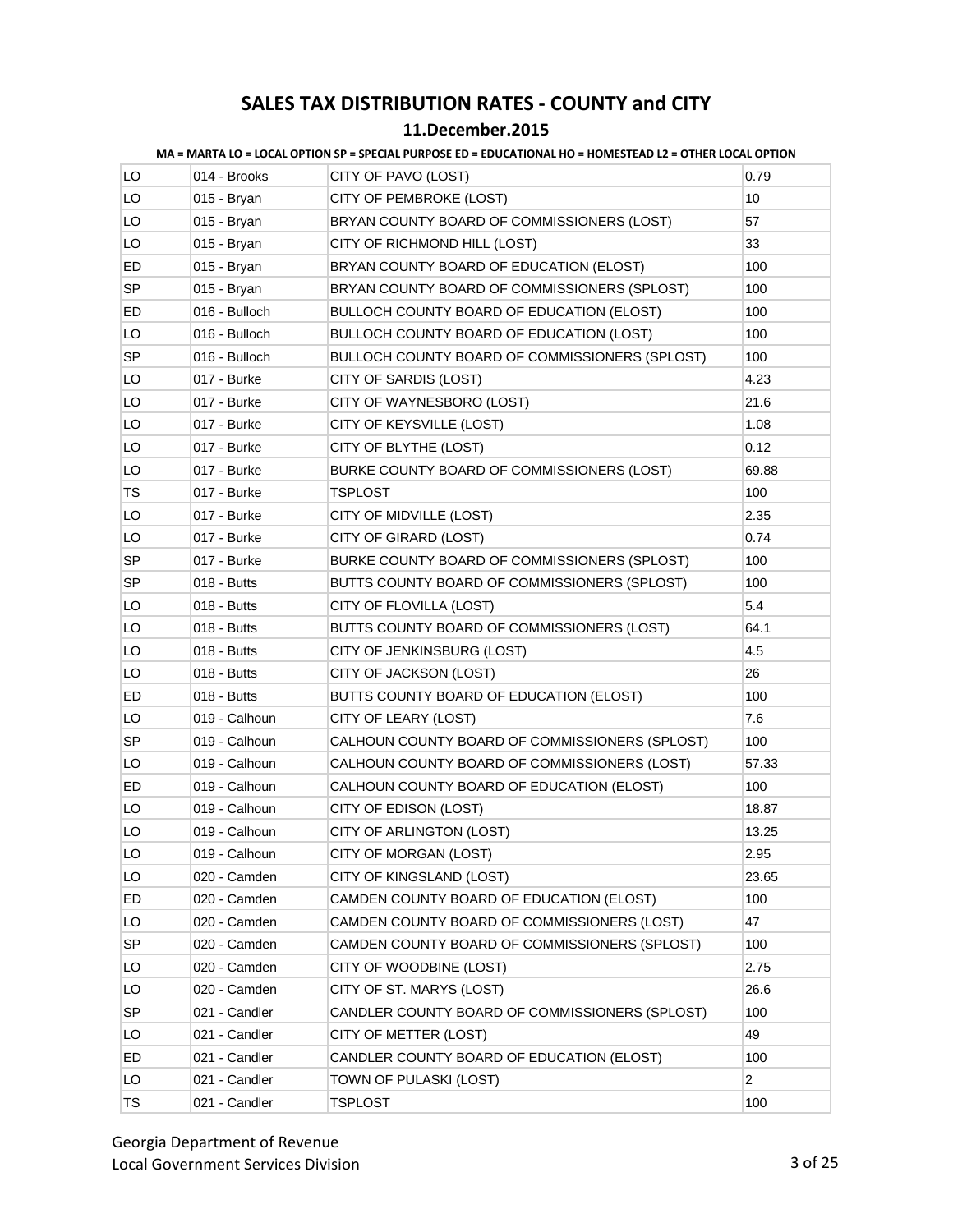# SALES TAX DISTRIBUTION RATES - COUNTY and CITY

## 11.December.2015

**MA = MARTA LO = LOCAL OPTION SP = SPECIAL PURPOSE ED = EDUCATIONAL HO = HOMESTEAD L2 = OTHER LOCAL OPTION**

| | | | |
|---|---|---|---|
| LO | 014 - Brooks | CITY OF PAVO (LOST) | 0.79 |
| LO | 015 - Bryan | CITY OF PEMBROKE (LOST) | 10 |
| LO | 015 - Bryan | BRYAN COUNTY BOARD OF COMMISSIONERS (LOST) | 57 |
| LO | 015 - Bryan | CITY OF RICHMOND HILL (LOST) | 33 |
| ED | 015 - Bryan | BRYAN COUNTY BOARD OF EDUCATION (ELOST) | 100 |
| SP | 015 - Bryan | BRYAN COUNTY BOARD OF COMMISSIONERS (SPLOST) | 100 |
| ED | 016 - Bulloch | BULLOCH COUNTY BOARD OF EDUCATION (ELOST) | 100 |
| LO | 016 - Bulloch | BULLOCH COUNTY BOARD OF EDUCATION (LOST) | 100 |
| SP | 016 - Bulloch | BULLOCH COUNTY BOARD OF COMMISSIONERS (SPLOST) | 100 |
| LO | 017 - Burke | CITY OF SARDIS (LOST) | 4.23 |
| LO | 017 - Burke | CITY OF WAYNESBORO (LOST) | 21.6 |
| LO | 017 - Burke | CITY OF KEYSVILLE (LOST) | 1.08 |
| LO | 017 - Burke | CITY OF BLYTHE (LOST) | 0.12 |
| LO | 017 - Burke | BURKE COUNTY BOARD OF COMMISSIONERS (LOST) | 69.88 |
| TS | 017 - Burke | TSPLOST | 100 |
| LO | 017 - Burke | CITY OF MIDVILLE (LOST) | 2.35 |
| LO | 017 - Burke | CITY OF GIRARD (LOST) | 0.74 |
| SP | 017 - Burke | BURKE COUNTY BOARD OF COMMISSIONERS (SPLOST) | 100 |
| SP | 018 - Butts | BUTTS COUNTY BOARD OF COMMISSIONERS (SPLOST) | 100 |
| LO | 018 - Butts | CITY OF FLOVILLA (LOST) | 5.4 |
| LO | 018 - Butts | BUTTS COUNTY BOARD OF COMMISSIONERS (LOST) | 64.1 |
| LO | 018 - Butts | CITY OF JENKINSBURG (LOST) | 4.5 |
| LO | 018 - Butts | CITY OF JACKSON (LOST) | 26 |
| ED | 018 - Butts | BUTTS COUNTY BOARD OF EDUCATION (ELOST) | 100 |
| LO | 019 - Calhoun | CITY OF LEARY (LOST) | 7.6 |
| SP | 019 - Calhoun | CALHOUN COUNTY BOARD OF COMMISSIONERS (SPLOST) | 100 |
| LO | 019 - Calhoun | CALHOUN COUNTY BOARD OF COMMISSIONERS (LOST) | 57.33 |
| ED | 019 - Calhoun | CALHOUN COUNTY BOARD OF EDUCATION (ELOST) | 100 |
| LO | 019 - Calhoun | CITY OF EDISON (LOST) | 18.87 |
| LO | 019 - Calhoun | CITY OF ARLINGTON (LOST) | 13.25 |
| LO | 019 - Calhoun | CITY OF MORGAN (LOST) | 2.95 |
| LO | 020 - Camden | CITY OF KINGSLAND (LOST) | 23.65 |
| ED | 020 - Camden | CAMDEN COUNTY BOARD OF EDUCATION (ELOST) | 100 |
| LO | 020 - Camden | CAMDEN COUNTY BOARD OF COMMISSIONERS (LOST) | 47 |
| SP | 020 - Camden | CAMDEN COUNTY BOARD OF COMMISSIONERS (SPLOST) | 100 |
| LO | 020 - Camden | CITY OF WOODBINE (LOST) | 2.75 |
| LO | 020 - Camden | CITY OF ST. MARYS (LOST) | 26.6 |
| SP | 021 - Candler | CANDLER COUNTY BOARD OF COMMISSIONERS (SPLOST) | 100 |
| LO | 021 - Candler | CITY OF METTER (LOST) | 49 |
| ED | 021 - Candler | CANDLER COUNTY BOARD OF EDUCATION (ELOST) | 100 |
| LO | 021 - Candler | TOWN OF PULASKI (LOST) | 2 |
| TS | 021 - Candler | TSPLOST | 100 |

Georgia Department of Revenue
Local Government Services Division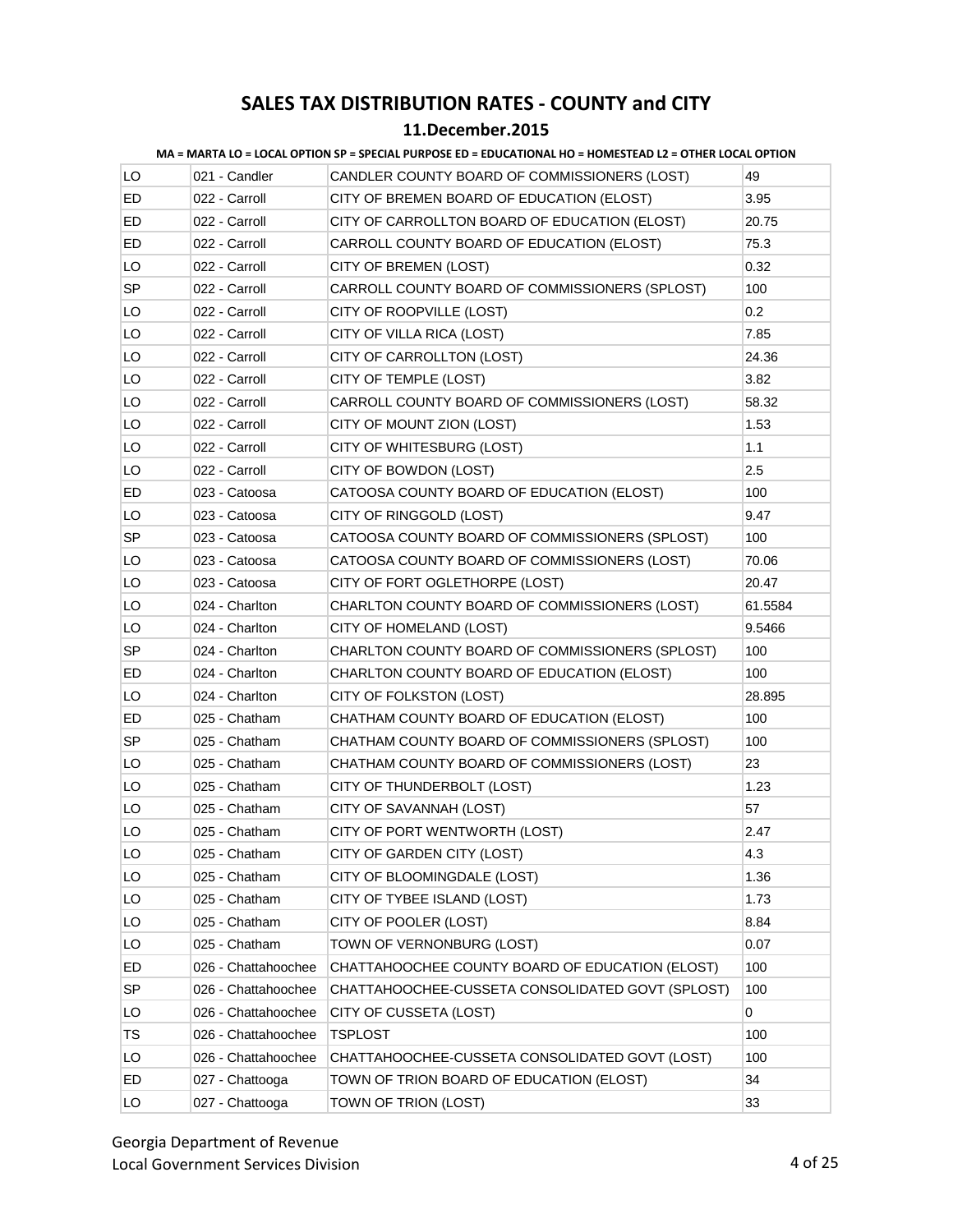# SALES TAX DISTRIBUTION RATES - COUNTY and CITY

## 11.December.2015

**MA = MARTA LO = LOCAL OPTION SP = SPECIAL PURPOSE ED = EDUCATIONAL HO = HOMESTEAD L2 = OTHER LOCAL OPTION**

| | | | |
|---|---|---|---|
| LO | 021 - Candler | CANDLER COUNTY BOARD OF COMMISSIONERS (LOST) | 49 |
| ED | 022 - Carroll | CITY OF BREMEN BOARD OF EDUCATION (ELOST) | 3.95 |
| ED | 022 - Carroll | CITY OF CARROLLTON BOARD OF EDUCATION (ELOST) | 20.75 |
| ED | 022 - Carroll | CARROLL COUNTY BOARD OF EDUCATION (ELOST) | 75.3 |
| LO | 022 - Carroll | CITY OF BREMEN (LOST) | 0.32 |
| SP | 022 - Carroll | CARROLL COUNTY BOARD OF COMMISSIONERS (SPLOST) | 100 |
| LO | 022 - Carroll | CITY OF ROOPVILLE (LOST) | 0.2 |
| LO | 022 - Carroll | CITY OF VILLA RICA (LOST) | 7.85 |
| LO | 022 - Carroll | CITY OF CARROLLTON (LOST) | 24.36 |
| LO | 022 - Carroll | CITY OF TEMPLE (LOST) | 3.82 |
| LO | 022 - Carroll | CARROLL COUNTY BOARD OF COMMISSIONERS (LOST) | 58.32 |
| LO | 022 - Carroll | CITY OF MOUNT ZION (LOST) | 1.53 |
| LO | 022 - Carroll | CITY OF WHITESBURG (LOST) | 1.1 |
| LO | 022 - Carroll | CITY OF BOWDON (LOST) | 2.5 |
| ED | 023 - Catoosa | CATOOSA COUNTY BOARD OF EDUCATION (ELOST) | 100 |
| LO | 023 - Catoosa | CITY OF RINGGOLD (LOST) | 9.47 |
| SP | 023 - Catoosa | CATOOSA COUNTY BOARD OF COMMISSIONERS (SPLOST) | 100 |
| LO | 023 - Catoosa | CATOOSA COUNTY BOARD OF COMMISSIONERS (LOST) | 70.06 |
| LO | 023 - Catoosa | CITY OF FORT OGLETHORPE (LOST) | 20.47 |
| LO | 024 - Charlton | CHARLTON COUNTY BOARD OF COMMISSIONERS (LOST) | 61.5584 |
| LO | 024 - Charlton | CITY OF HOMELAND (LOST) | 9.5466 |
| SP | 024 - Charlton | CHARLTON COUNTY BOARD OF COMMISSIONERS (SPLOST) | 100 |
| ED | 024 - Charlton | CHARLTON COUNTY BOARD OF EDUCATION (ELOST) | 100 |
| LO | 024 - Charlton | CITY OF FOLKSTON (LOST) | 28.895 |
| ED | 025 - Chatham | CHATHAM COUNTY BOARD OF EDUCATION (ELOST) | 100 |
| SP | 025 - Chatham | CHATHAM COUNTY BOARD OF COMMISSIONERS (SPLOST) | 100 |
| LO | 025 - Chatham | CHATHAM COUNTY BOARD OF COMMISSIONERS (LOST) | 23 |
| LO | 025 - Chatham | CITY OF THUNDERBOLT (LOST) | 1.23 |
| LO | 025 - Chatham | CITY OF SAVANNAH (LOST) | 57 |
| LO | 025 - Chatham | CITY OF PORT WENTWORTH (LOST) | 2.47 |
| LO | 025 - Chatham | CITY OF GARDEN CITY (LOST) | 4.3 |
| LO | 025 - Chatham | CITY OF BLOOMINGDALE (LOST) | 1.36 |
| LO | 025 - Chatham | CITY OF TYBEE ISLAND (LOST) | 1.73 |
| LO | 025 - Chatham | CITY OF POOLER (LOST) | 8.84 |
| LO | 025 - Chatham | TOWN OF VERNONBURG (LOST) | 0.07 |
| ED | 026 - Chattahoochee | CHATTAHOOCHEE COUNTY BOARD OF EDUCATION (ELOST) | 100 |
| SP | 026 - Chattahoochee | CHATTAHOOCHEE-CUSSETA CONSOLIDATED GOVT (SPLOST) | 100 |
| LO | 026 - Chattahoochee | CITY OF CUSSETA (LOST) | 0 |
| TS | 026 - Chattahoochee | TSPLOST | 100 |
| LO | 026 - Chattahoochee | CHATTAHOOCHEE-CUSSETA CONSOLIDATED GOVT (LOST) | 100 |
| ED | 027 - Chattooga | TOWN OF TRION BOARD OF EDUCATION (ELOST) | 34 |
| LO | 027 - Chattooga | TOWN OF TRION (LOST) | 33 |

Georgia Department of Revenue
Local Government Services Division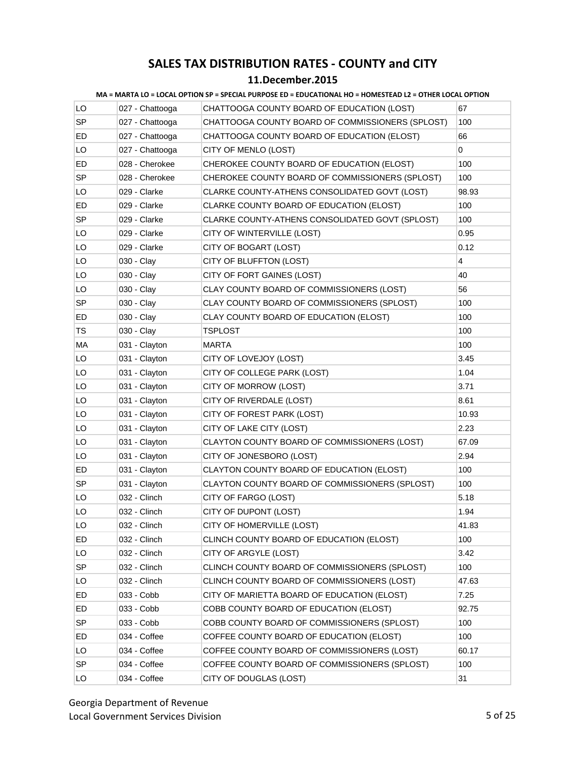# SALES TAX DISTRIBUTION RATES - COUNTY and CITY

## 11.December.2015

**MA = MARTA LO = LOCAL OPTION SP = SPECIAL PURPOSE ED = EDUCATIONAL HO = HOMESTEAD L2 = OTHER LOCAL OPTION**

| | | | |
|---|---|---|---|
| LO | 027 - Chattooga | CHATTOOGA COUNTY BOARD OF EDUCATION (LOST) | 67 |
| SP | 027 - Chattooga | CHATTOOGA COUNTY BOARD OF COMMISSIONERS (SPLOST) | 100 |
| ED | 027 - Chattooga | CHATTOOGA COUNTY BOARD OF EDUCATION (ELOST) | 66 |
| LO | 027 - Chattooga | CITY OF MENLO (LOST) | 0 |
| ED | 028 - Cherokee | CHEROKEE COUNTY BOARD OF EDUCATION (ELOST) | 100 |
| SP | 028 - Cherokee | CHEROKEE COUNTY BOARD OF COMMISSIONERS (SPLOST) | 100 |
| LO | 029 - Clarke | CLARKE COUNTY-ATHENS CONSOLIDATED GOVT (LOST) | 98.93 |
| ED | 029 - Clarke | CLARKE COUNTY BOARD OF EDUCATION (ELOST) | 100 |
| SP | 029 - Clarke | CLARKE COUNTY-ATHENS CONSOLIDATED GOVT (SPLOST) | 100 |
| LO | 029 - Clarke | CITY OF WINTERVILLE (LOST) | 0.95 |
| LO | 029 - Clarke | CITY OF BOGART (LOST) | 0.12 |
| LO | 030 - Clay | CITY OF BLUFFTON (LOST) | 4 |
| LO | 030 - Clay | CITY OF FORT GAINES (LOST) | 40 |
| LO | 030 - Clay | CLAY COUNTY BOARD OF COMMISSIONERS (LOST) | 56 |
| SP | 030 - Clay | CLAY COUNTY BOARD OF COMMISSIONERS (SPLOST) | 100 |
| ED | 030 - Clay | CLAY COUNTY BOARD OF EDUCATION (ELOST) | 100 |
| TS | 030 - Clay | TSPLOST | 100 |
| MA | 031 - Clayton | MARTA | 100 |
| LO | 031 - Clayton | CITY OF LOVEJOY (LOST) | 3.45 |
| LO | 031 - Clayton | CITY OF COLLEGE PARK (LOST) | 1.04 |
| LO | 031 - Clayton | CITY OF MORROW (LOST) | 3.71 |
| LO | 031 - Clayton | CITY OF RIVERDALE (LOST) | 8.61 |
| LO | 031 - Clayton | CITY OF FOREST PARK (LOST) | 10.93 |
| LO | 031 - Clayton | CITY OF LAKE CITY (LOST) | 2.23 |
| LO | 031 - Clayton | CLAYTON COUNTY BOARD OF COMMISSIONERS (LOST) | 67.09 |
| LO | 031 - Clayton | CITY OF JONESBORO (LOST) | 2.94 |
| ED | 031 - Clayton | CLAYTON COUNTY BOARD OF EDUCATION (ELOST) | 100 |
| SP | 031 - Clayton | CLAYTON COUNTY BOARD OF COMMISSIONERS (SPLOST) | 100 |
| LO | 032 - Clinch | CITY OF FARGO (LOST) | 5.18 |
| LO | 032 - Clinch | CITY OF DUPONT (LOST) | 1.94 |
| LO | 032 - Clinch | CITY OF HOMERVILLE (LOST) | 41.83 |
| ED | 032 - Clinch | CLINCH COUNTY BOARD OF EDUCATION (ELOST) | 100 |
| LO | 032 - Clinch | CITY OF ARGYLE (LOST) | 3.42 |
| SP | 032 - Clinch | CLINCH COUNTY BOARD OF COMMISSIONERS (SPLOST) | 100 |
| LO | 032 - Clinch | CLINCH COUNTY BOARD OF COMMISSIONERS (LOST) | 47.63 |
| ED | 033 - Cobb | CITY OF MARIETTA BOARD OF EDUCATION (ELOST) | 7.25 |
| ED | 033 - Cobb | COBB COUNTY BOARD OF EDUCATION (ELOST) | 92.75 |
| SP | 033 - Cobb | COBB COUNTY BOARD OF COMMISSIONERS (SPLOST) | 100 |
| ED | 034 - Coffee | COFFEE COUNTY BOARD OF EDUCATION (ELOST) | 100 |
| LO | 034 - Coffee | COFFEE COUNTY BOARD OF COMMISSIONERS (LOST) | 60.17 |
| SP | 034 - Coffee | COFFEE COUNTY BOARD OF COMMISSIONERS (SPLOST) | 100 |
| LO | 034 - Coffee | CITY OF DOUGLAS (LOST) | 31 |

Georgia Department of Revenue
Local Government Services Division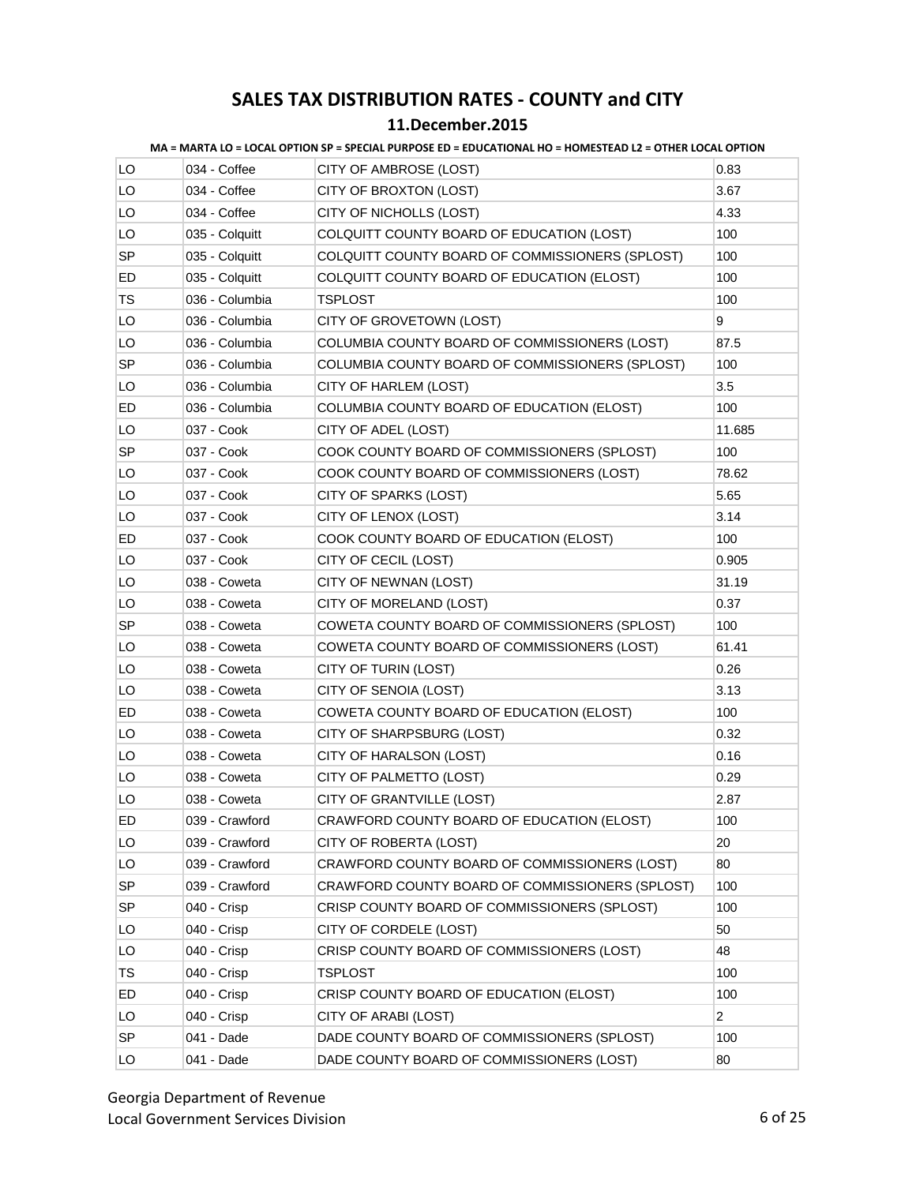# SALES TAX DISTRIBUTION RATES - COUNTY and CITY

## 11.December.2015

**MA = MARTA LO = LOCAL OPTION SP = SPECIAL PURPOSE ED = EDUCATIONAL HO = HOMESTEAD L2 = OTHER LOCAL OPTION**

| | | | |
|---|---|---|---|
| LO | 034 - Coffee | CITY OF AMBROSE (LOST) | 0.83 |
| LO | 034 - Coffee | CITY OF BROXTON (LOST) | 3.67 |
| LO | 034 - Coffee | CITY OF NICHOLLS (LOST) | 4.33 |
| LO | 035 - Colquitt | COLQUITT COUNTY BOARD OF EDUCATION (LOST) | 100 |
| SP | 035 - Colquitt | COLQUITT COUNTY BOARD OF COMMISSIONERS (SPLOST) | 100 |
| ED | 035 - Colquitt | COLQUITT COUNTY BOARD OF EDUCATION (ELOST) | 100 |
| TS | 036 - Columbia | TSPLOST | 100 |
| LO | 036 - Columbia | CITY OF GROVETOWN (LOST) | 9 |
| LO | 036 - Columbia | COLUMBIA COUNTY BOARD OF COMMISSIONERS (LOST) | 87.5 |
| SP | 036 - Columbia | COLUMBIA COUNTY BOARD OF COMMISSIONERS (SPLOST) | 100 |
| LO | 036 - Columbia | CITY OF HARLEM (LOST) | 3.5 |
| ED | 036 - Columbia | COLUMBIA COUNTY BOARD OF EDUCATION (ELOST) | 100 |
| LO | 037 - Cook | CITY OF ADEL (LOST) | 11.685 |
| SP | 037 - Cook | COOK COUNTY BOARD OF COMMISSIONERS (SPLOST) | 100 |
| LO | 037 - Cook | COOK COUNTY BOARD OF COMMISSIONERS (LOST) | 78.62 |
| LO | 037 - Cook | CITY OF SPARKS (LOST) | 5.65 |
| LO | 037 - Cook | CITY OF LENOX (LOST) | 3.14 |
| ED | 037 - Cook | COOK COUNTY BOARD OF EDUCATION (ELOST) | 100 |
| LO | 037 - Cook | CITY OF CECIL (LOST) | 0.905 |
| LO | 038 - Coweta | CITY OF NEWNAN (LOST) | 31.19 |
| LO | 038 - Coweta | CITY OF MORELAND (LOST) | 0.37 |
| SP | 038 - Coweta | COWETA COUNTY BOARD OF COMMISSIONERS (SPLOST) | 100 |
| LO | 038 - Coweta | COWETA COUNTY BOARD OF COMMISSIONERS (LOST) | 61.41 |
| LO | 038 - Coweta | CITY OF TURIN (LOST) | 0.26 |
| LO | 038 - Coweta | CITY OF SENOIA (LOST) | 3.13 |
| ED | 038 - Coweta | COWETA COUNTY BOARD OF EDUCATION (ELOST) | 100 |
| LO | 038 - Coweta | CITY OF SHARPSBURG (LOST) | 0.32 |
| LO | 038 - Coweta | CITY OF HARALSON (LOST) | 0.16 |
| LO | 038 - Coweta | CITY OF PALMETTO (LOST) | 0.29 |
| LO | 038 - Coweta | CITY OF GRANTVILLE (LOST) | 2.87 |
| ED | 039 - Crawford | CRAWFORD COUNTY BOARD OF EDUCATION (ELOST) | 100 |
| LO | 039 - Crawford | CITY OF ROBERTA (LOST) | 20 |
| LO | 039 - Crawford | CRAWFORD COUNTY BOARD OF COMMISSIONERS (LOST) | 80 |
| SP | 039 - Crawford | CRAWFORD COUNTY BOARD OF COMMISSIONERS (SPLOST) | 100 |
| SP | 040 - Crisp | CRISP COUNTY BOARD OF COMMISSIONERS (SPLOST) | 100 |
| LO | 040 - Crisp | CITY OF CORDELE (LOST) | 50 |
| LO | 040 - Crisp | CRISP COUNTY BOARD OF COMMISSIONERS (LOST) | 48 |
| TS | 040 - Crisp | TSPLOST | 100 |
| ED | 040 - Crisp | CRISP COUNTY BOARD OF EDUCATION (ELOST) | 100 |
| LO | 040 - Crisp | CITY OF ARABI (LOST) | 2 |
| SP | 041 - Dade | DADE COUNTY BOARD OF COMMISSIONERS (SPLOST) | 100 |
| LO | 041 - Dade | DADE COUNTY BOARD OF COMMISSIONERS (LOST) | 80 |

Georgia Department of Revenue
Local Government Services Division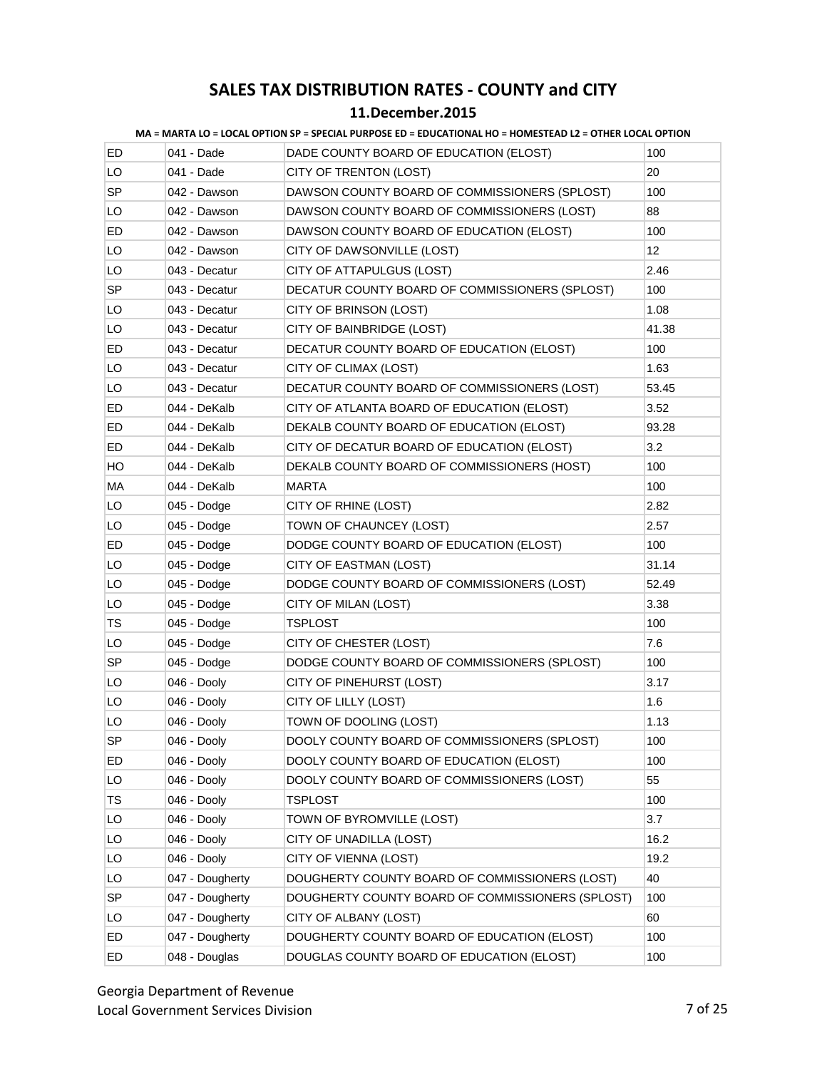# SALES TAX DISTRIBUTION RATES - COUNTY and CITY

## 11.December.2015

**MA = MARTA LO = LOCAL OPTION SP = SPECIAL PURPOSE ED = EDUCATIONAL HO = HOMESTEAD L2 = OTHER LOCAL OPTION**

| | | | |
|---|---|---|---|
| ED | 041 - Dade | DADE COUNTY BOARD OF EDUCATION (ELOST) | 100 |
| LO | 041 - Dade | CITY OF TRENTON (LOST) | 20 |
| SP | 042 - Dawson | DAWSON COUNTY BOARD OF COMMISSIONERS (SPLOST) | 100 |
| LO | 042 - Dawson | DAWSON COUNTY BOARD OF COMMISSIONERS (LOST) | 88 |
| ED | 042 - Dawson | DAWSON COUNTY BOARD OF EDUCATION (ELOST) | 100 |
| LO | 042 - Dawson | CITY OF DAWSONVILLE (LOST) | 12 |
| LO | 043 - Decatur | CITY OF ATTAPULGUS (LOST) | 2.46 |
| SP | 043 - Decatur | DECATUR COUNTY BOARD OF COMMISSIONERS (SPLOST) | 100 |
| LO | 043 - Decatur | CITY OF BRINSON (LOST) | 1.08 |
| LO | 043 - Decatur | CITY OF BAINBRIDGE (LOST) | 41.38 |
| ED | 043 - Decatur | DECATUR COUNTY BOARD OF EDUCATION (ELOST) | 100 |
| LO | 043 - Decatur | CITY OF CLIMAX (LOST) | 1.63 |
| LO | 043 - Decatur | DECATUR COUNTY BOARD OF COMMISSIONERS (LOST) | 53.45 |
| ED | 044 - DeKalb | CITY OF ATLANTA BOARD OF EDUCATION (ELOST) | 3.52 |
| ED | 044 - DeKalb | DEKALB COUNTY BOARD OF EDUCATION (ELOST) | 93.28 |
| ED | 044 - DeKalb | CITY OF DECATUR BOARD OF EDUCATION (ELOST) | 3.2 |
| HO | 044 - DeKalb | DEKALB COUNTY BOARD OF COMMISSIONERS (HOST) | 100 |
| MA | 044 - DeKalb | MARTA | 100 |
| LO | 045 - Dodge | CITY OF RHINE (LOST) | 2.82 |
| LO | 045 - Dodge | TOWN OF CHAUNCEY (LOST) | 2.57 |
| ED | 045 - Dodge | DODGE COUNTY BOARD OF EDUCATION (ELOST) | 100 |
| LO | 045 - Dodge | CITY OF EASTMAN (LOST) | 31.14 |
| LO | 045 - Dodge | DODGE COUNTY BOARD OF COMMISSIONERS (LOST) | 52.49 |
| LO | 045 - Dodge | CITY OF MILAN (LOST) | 3.38 |
| TS | 045 - Dodge | TSPLOST | 100 |
| LO | 045 - Dodge | CITY OF CHESTER (LOST) | 7.6 |
| SP | 045 - Dodge | DODGE COUNTY BOARD OF COMMISSIONERS (SPLOST) | 100 |
| LO | 046 - Dooly | CITY OF PINEHURST (LOST) | 3.17 |
| LO | 046 - Dooly | CITY OF LILLY (LOST) | 1.6 |
| LO | 046 - Dooly | TOWN OF DOOLING (LOST) | 1.13 |
| SP | 046 - Dooly | DOOLY COUNTY BOARD OF COMMISSIONERS (SPLOST) | 100 |
| ED | 046 - Dooly | DOOLY COUNTY BOARD OF EDUCATION (ELOST) | 100 |
| LO | 046 - Dooly | DOOLY COUNTY BOARD OF COMMISSIONERS (LOST) | 55 |
| TS | 046 - Dooly | TSPLOST | 100 |
| LO | 046 - Dooly | TOWN OF BYROMVILLE (LOST) | 3.7 |
| LO | 046 - Dooly | CITY OF UNADILLA (LOST) | 16.2 |
| LO | 046 - Dooly | CITY OF VIENNA (LOST) | 19.2 |
| LO | 047 - Dougherty | DOUGHERTY COUNTY BOARD OF COMMISSIONERS (LOST) | 40 |
| SP | 047 - Dougherty | DOUGHERTY COUNTY BOARD OF COMMISSIONERS (SPLOST) | 100 |
| LO | 047 - Dougherty | CITY OF ALBANY (LOST) | 60 |
| ED | 047 - Dougherty | DOUGHERTY COUNTY BOARD OF EDUCATION (ELOST) | 100 |
| ED | 048 - Douglas | DOUGLAS COUNTY BOARD OF EDUCATION (ELOST) | 100 |

Georgia Department of Revenue
Local Government Services Division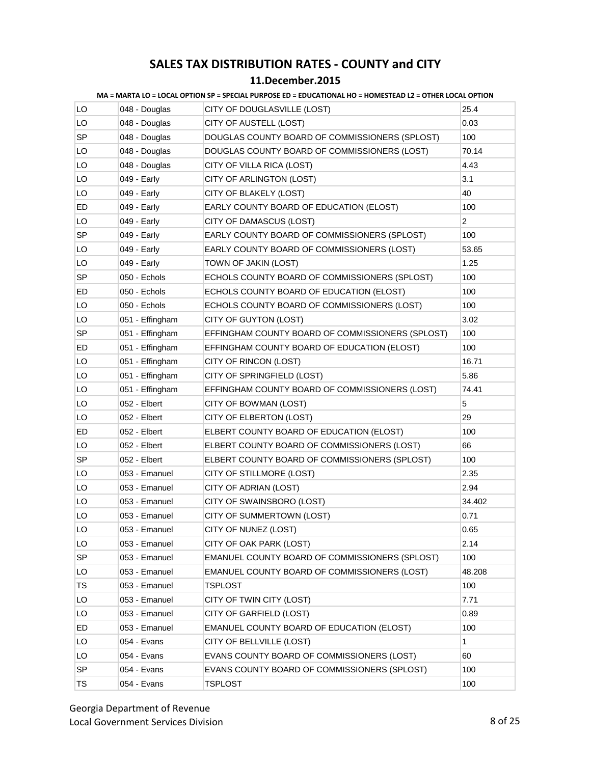# SALES TAX DISTRIBUTION RATES - COUNTY and CITY

## 11.December.2015

**MA = MARTA LO = LOCAL OPTION SP = SPECIAL PURPOSE ED = EDUCATIONAL HO = HOMESTEAD L2 = OTHER LOCAL OPTION**

| | | | |
|---|---|---|---|
| LO | 048 - Douglas | CITY OF DOUGLASVILLE (LOST) | 25.4 |
| LO | 048 - Douglas | CITY OF AUSTELL (LOST) | 0.03 |
| SP | 048 - Douglas | DOUGLAS COUNTY BOARD OF COMMISSIONERS (SPLOST) | 100 |
| LO | 048 - Douglas | DOUGLAS COUNTY BOARD OF COMMISSIONERS (LOST) | 70.14 |
| LO | 048 - Douglas | CITY OF VILLA RICA (LOST) | 4.43 |
| LO | 049 - Early | CITY OF ARLINGTON (LOST) | 3.1 |
| LO | 049 - Early | CITY OF BLAKELY (LOST) | 40 |
| ED | 049 - Early | EARLY COUNTY BOARD OF EDUCATION (ELOST) | 100 |
| LO | 049 - Early | CITY OF DAMASCUS (LOST) | 2 |
| SP | 049 - Early | EARLY COUNTY BOARD OF COMMISSIONERS (SPLOST) | 100 |
| LO | 049 - Early | EARLY COUNTY BOARD OF COMMISSIONERS (LOST) | 53.65 |
| LO | 049 - Early | TOWN OF JAKIN (LOST) | 1.25 |
| SP | 050 - Echols | ECHOLS COUNTY BOARD OF COMMISSIONERS (SPLOST) | 100 |
| ED | 050 - Echols | ECHOLS COUNTY BOARD OF EDUCATION (ELOST) | 100 |
| LO | 050 - Echols | ECHOLS COUNTY BOARD OF COMMISSIONERS (LOST) | 100 |
| LO | 051 - Effingham | CITY OF GUYTON (LOST) | 3.02 |
| SP | 051 - Effingham | EFFINGHAM COUNTY BOARD OF COMMISSIONERS (SPLOST) | 100 |
| ED | 051 - Effingham | EFFINGHAM COUNTY BOARD OF EDUCATION (ELOST) | 100 |
| LO | 051 - Effingham | CITY OF RINCON (LOST) | 16.71 |
| LO | 051 - Effingham | CITY OF SPRINGFIELD (LOST) | 5.86 |
| LO | 051 - Effingham | EFFINGHAM COUNTY BOARD OF COMMISSIONERS (LOST) | 74.41 |
| LO | 052 - Elbert | CITY OF BOWMAN (LOST) | 5 |
| LO | 052 - Elbert | CITY OF ELBERTON (LOST) | 29 |
| ED | 052 - Elbert | ELBERT COUNTY BOARD OF EDUCATION (ELOST) | 100 |
| LO | 052 - Elbert | ELBERT COUNTY BOARD OF COMMISSIONERS (LOST) | 66 |
| SP | 052 - Elbert | ELBERT COUNTY BOARD OF COMMISSIONERS (SPLOST) | 100 |
| LO | 053 - Emanuel | CITY OF STILLMORE (LOST) | 2.35 |
| LO | 053 - Emanuel | CITY OF ADRIAN (LOST) | 2.94 |
| LO | 053 - Emanuel | CITY OF SWAINSBORO (LOST) | 34.402 |
| LO | 053 - Emanuel | CITY OF SUMMERTOWN (LOST) | 0.71 |
| LO | 053 - Emanuel | CITY OF NUNEZ (LOST) | 0.65 |
| LO | 053 - Emanuel | CITY OF OAK PARK (LOST) | 2.14 |
| SP | 053 - Emanuel | EMANUEL COUNTY BOARD OF COMMISSIONERS (SPLOST) | 100 |
| LO | 053 - Emanuel | EMANUEL COUNTY BOARD OF COMMISSIONERS (LOST) | 48.208 |
| TS | 053 - Emanuel | TSPLOST | 100 |
| LO | 053 - Emanuel | CITY OF TWIN CITY (LOST) | 7.71 |
| LO | 053 - Emanuel | CITY OF GARFIELD (LOST) | 0.89 |
| ED | 053 - Emanuel | EMANUEL COUNTY BOARD OF EDUCATION (ELOST) | 100 |
| LO | 054 - Evans | CITY OF BELLVILLE (LOST) | 1 |
| LO | 054 - Evans | EVANS COUNTY BOARD OF COMMISSIONERS (LOST) | 60 |
| SP | 054 - Evans | EVANS COUNTY BOARD OF COMMISSIONERS (SPLOST) | 100 |
| TS | 054 - Evans | TSPLOST | 100 |

Georgia Department of Revenue
Local Government Services Division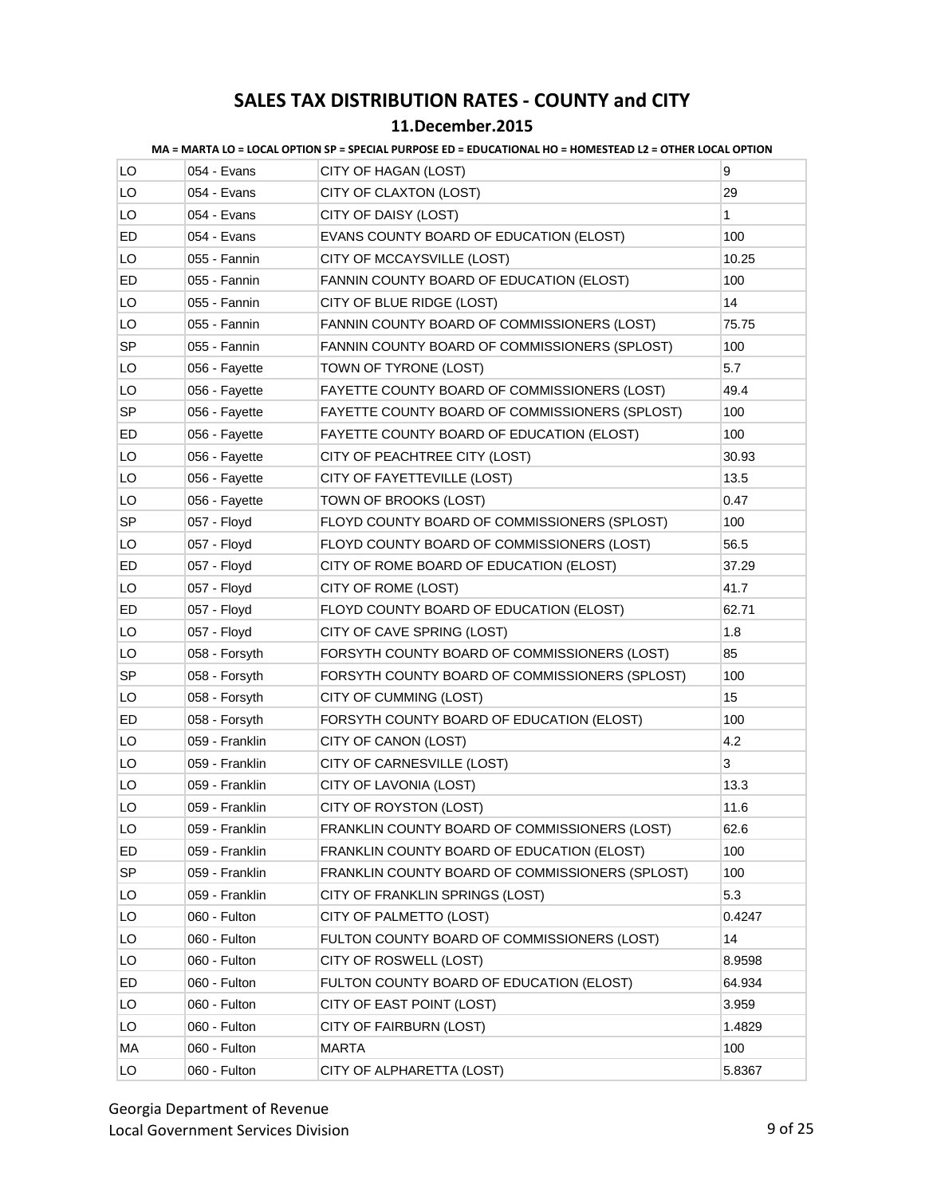# SALES TAX DISTRIBUTION RATES - COUNTY and CITY

## 11.December.2015

**MA = MARTA LO = LOCAL OPTION SP = SPECIAL PURPOSE ED = EDUCATIONAL HO = HOMESTEAD L2 = OTHER LOCAL OPTION**

| | | | |
|---|---|---|---|
| LO | 054 - Evans | CITY OF HAGAN (LOST) | 9 |
| LO | 054 - Evans | CITY OF CLAXTON (LOST) | 29 |
| LO | 054 - Evans | CITY OF DAISY (LOST) | 1 |
| ED | 054 - Evans | EVANS COUNTY BOARD OF EDUCATION (ELOST) | 100 |
| LO | 055 - Fannin | CITY OF MCCAYSVILLE (LOST) | 10.25 |
| ED | 055 - Fannin | FANNIN COUNTY BOARD OF EDUCATION (ELOST) | 100 |
| LO | 055 - Fannin | CITY OF BLUE RIDGE (LOST) | 14 |
| LO | 055 - Fannin | FANNIN COUNTY BOARD OF COMMISSIONERS (LOST) | 75.75 |
| SP | 055 - Fannin | FANNIN COUNTY BOARD OF COMMISSIONERS (SPLOST) | 100 |
| LO | 056 - Fayette | TOWN OF TYRONE (LOST) | 5.7 |
| LO | 056 - Fayette | FAYETTE COUNTY BOARD OF COMMISSIONERS (LOST) | 49.4 |
| SP | 056 - Fayette | FAYETTE COUNTY BOARD OF COMMISSIONERS (SPLOST) | 100 |
| ED | 056 - Fayette | FAYETTE COUNTY BOARD OF EDUCATION (ELOST) | 100 |
| LO | 056 - Fayette | CITY OF PEACHTREE CITY (LOST) | 30.93 |
| LO | 056 - Fayette | CITY OF FAYETTEVILLE (LOST) | 13.5 |
| LO | 056 - Fayette | TOWN OF BROOKS (LOST) | 0.47 |
| SP | 057 - Floyd | FLOYD COUNTY BOARD OF COMMISSIONERS (SPLOST) | 100 |
| LO | 057 - Floyd | FLOYD COUNTY BOARD OF COMMISSIONERS (LOST) | 56.5 |
| ED | 057 - Floyd | CITY OF ROME BOARD OF EDUCATION (ELOST) | 37.29 |
| LO | 057 - Floyd | CITY OF ROME (LOST) | 41.7 |
| ED | 057 - Floyd | FLOYD COUNTY BOARD OF EDUCATION (ELOST) | 62.71 |
| LO | 057 - Floyd | CITY OF CAVE SPRING (LOST) | 1.8 |
| LO | 058 - Forsyth | FORSYTH COUNTY BOARD OF COMMISSIONERS (LOST) | 85 |
| SP | 058 - Forsyth | FORSYTH COUNTY BOARD OF COMMISSIONERS (SPLOST) | 100 |
| LO | 058 - Forsyth | CITY OF CUMMING (LOST) | 15 |
| ED | 058 - Forsyth | FORSYTH COUNTY BOARD OF EDUCATION (ELOST) | 100 |
| LO | 059 - Franklin | CITY OF CANON (LOST) | 4.2 |
| LO | 059 - Franklin | CITY OF CARNESVILLE (LOST) | 3 |
| LO | 059 - Franklin | CITY OF LAVONIA (LOST) | 13.3 |
| LO | 059 - Franklin | CITY OF ROYSTON (LOST) | 11.6 |
| LO | 059 - Franklin | FRANKLIN COUNTY BOARD OF COMMISSIONERS (LOST) | 62.6 |
| ED | 059 - Franklin | FRANKLIN COUNTY BOARD OF EDUCATION (ELOST) | 100 |
| SP | 059 - Franklin | FRANKLIN COUNTY BOARD OF COMMISSIONERS (SPLOST) | 100 |
| LO | 059 - Franklin | CITY OF FRANKLIN SPRINGS (LOST) | 5.3 |
| LO | 060 - Fulton | CITY OF PALMETTO (LOST) | 0.4247 |
| LO | 060 - Fulton | FULTON COUNTY BOARD OF COMMISSIONERS (LOST) | 14 |
| LO | 060 - Fulton | CITY OF ROSWELL (LOST) | 8.9598 |
| ED | 060 - Fulton | FULTON COUNTY BOARD OF EDUCATION (ELOST) | 64.934 |
| LO | 060 - Fulton | CITY OF EAST POINT (LOST) | 3.959 |
| LO | 060 - Fulton | CITY OF FAIRBURN (LOST) | 1.4829 |
| MA | 060 - Fulton | MARTA | 100 |
| LO | 060 - Fulton | CITY OF ALPHARETTA (LOST) | 5.8367 |

Georgia Department of Revenue
Local Government Services Division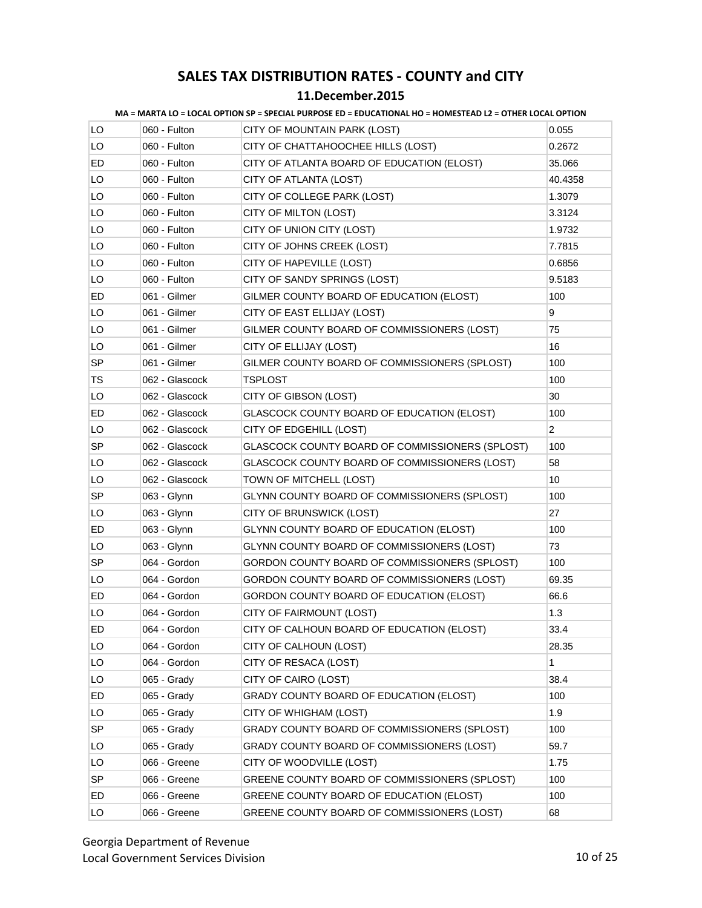# SALES TAX DISTRIBUTION RATES - COUNTY and CITY

## 11.December.2015

**MA = MARTA LO = LOCAL OPTION SP = SPECIAL PURPOSE ED = EDUCATIONAL HO = HOMESTEAD L2 = OTHER LOCAL OPTION**

| | | | |
|---|---|---|---|
| LO | 060 - Fulton | CITY OF MOUNTAIN PARK (LOST) | 0.055 |
| LO | 060 - Fulton | CITY OF CHATTAHOOCHEE HILLS (LOST) | 0.2672 |
| ED | 060 - Fulton | CITY OF ATLANTA BOARD OF EDUCATION (ELOST) | 35.066 |
| LO | 060 - Fulton | CITY OF ATLANTA (LOST) | 40.4358 |
| LO | 060 - Fulton | CITY OF COLLEGE PARK (LOST) | 1.3079 |
| LO | 060 - Fulton | CITY OF MILTON (LOST) | 3.3124 |
| LO | 060 - Fulton | CITY OF UNION CITY (LOST) | 1.9732 |
| LO | 060 - Fulton | CITY OF JOHNS CREEK (LOST) | 7.7815 |
| LO | 060 - Fulton | CITY OF HAPEVILLE (LOST) | 0.6856 |
| LO | 060 - Fulton | CITY OF SANDY SPRINGS (LOST) | 9.5183 |
| ED | 061 - Gilmer | GILMER COUNTY BOARD OF EDUCATION (ELOST) | 100 |
| LO | 061 - Gilmer | CITY OF EAST ELLIJAY (LOST) | 9 |
| LO | 061 - Gilmer | GILMER COUNTY BOARD OF COMMISSIONERS (LOST) | 75 |
| LO | 061 - Gilmer | CITY OF ELLIJAY (LOST) | 16 |
| SP | 061 - Gilmer | GILMER COUNTY BOARD OF COMMISSIONERS (SPLOST) | 100 |
| TS | 062 - Glascock | TSPLOST | 100 |
| LO | 062 - Glascock | CITY OF GIBSON (LOST) | 30 |
| ED | 062 - Glascock | GLASCOCK COUNTY BOARD OF EDUCATION (ELOST) | 100 |
| LO | 062 - Glascock | CITY OF EDGEHILL (LOST) | 2 |
| SP | 062 - Glascock | GLASCOCK COUNTY BOARD OF COMMISSIONERS (SPLOST) | 100 |
| LO | 062 - Glascock | GLASCOCK COUNTY BOARD OF COMMISSIONERS (LOST) | 58 |
| LO | 062 - Glascock | TOWN OF MITCHELL (LOST) | 10 |
| SP | 063 - Glynn | GLYNN COUNTY BOARD OF COMMISSIONERS (SPLOST) | 100 |
| LO | 063 - Glynn | CITY OF BRUNSWICK (LOST) | 27 |
| ED | 063 - Glynn | GLYNN COUNTY BOARD OF EDUCATION (ELOST) | 100 |
| LO | 063 - Glynn | GLYNN COUNTY BOARD OF COMMISSIONERS (LOST) | 73 |
| SP | 064 - Gordon | GORDON COUNTY BOARD OF COMMISSIONERS (SPLOST) | 100 |
| LO | 064 - Gordon | GORDON COUNTY BOARD OF COMMISSIONERS (LOST) | 69.35 |
| ED | 064 - Gordon | GORDON COUNTY BOARD OF EDUCATION (ELOST) | 66.6 |
| LO | 064 - Gordon | CITY OF FAIRMOUNT (LOST) | 1.3 |
| ED | 064 - Gordon | CITY OF CALHOUN BOARD OF EDUCATION (ELOST) | 33.4 |
| LO | 064 - Gordon | CITY OF CALHOUN (LOST) | 28.35 |
| LO | 064 - Gordon | CITY OF RESACA (LOST) | 1 |
| LO | 065 - Grady | CITY OF CAIRO (LOST) | 38.4 |
| ED | 065 - Grady | GRADY COUNTY BOARD OF EDUCATION (ELOST) | 100 |
| LO | 065 - Grady | CITY OF WHIGHAM (LOST) | 1.9 |
| SP | 065 - Grady | GRADY COUNTY BOARD OF COMMISSIONERS (SPLOST) | 100 |
| LO | 065 - Grady | GRADY COUNTY BOARD OF COMMISSIONERS (LOST) | 59.7 |
| LO | 066 - Greene | CITY OF WOODVILLE (LOST) | 1.75 |
| SP | 066 - Greene | GREENE COUNTY BOARD OF COMMISSIONERS (SPLOST) | 100 |
| ED | 066 - Greene | GREENE COUNTY BOARD OF EDUCATION (ELOST) | 100 |
| LO | 066 - Greene | GREENE COUNTY BOARD OF COMMISSIONERS (LOST) | 68 |

Georgia Department of Revenue
Local Government Services Division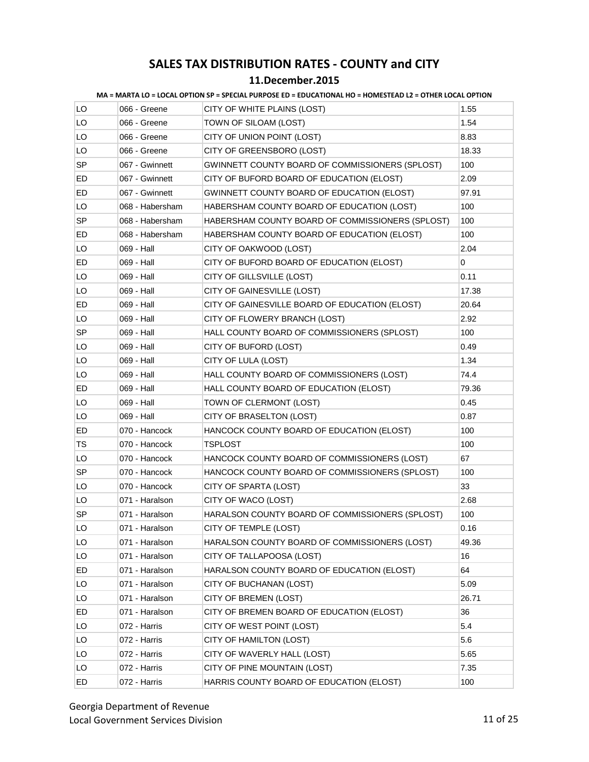# SALES TAX DISTRIBUTION RATES - COUNTY and CITY

## 11.December.2015

**MA = MARTA LO = LOCAL OPTION SP = SPECIAL PURPOSE ED = EDUCATIONAL HO = HOMESTEAD L2 = OTHER LOCAL OPTION**

| | | | |
|---|---|---|---|
| LO | 066 - Greene | CITY OF WHITE PLAINS (LOST) | 1.55 |
| LO | 066 - Greene | TOWN OF SILOAM (LOST) | 1.54 |
| LO | 066 - Greene | CITY OF UNION POINT (LOST) | 8.83 |
| LO | 066 - Greene | CITY OF GREENSBORO (LOST) | 18.33 |
| SP | 067 - Gwinnett | GWINNETT COUNTY BOARD OF COMMISSIONERS (SPLOST) | 100 |
| ED | 067 - Gwinnett | CITY OF BUFORD BOARD OF EDUCATION (ELOST) | 2.09 |
| ED | 067 - Gwinnett | GWINNETT COUNTY BOARD OF EDUCATION (ELOST) | 97.91 |
| LO | 068 - Habersham | HABERSHAM COUNTY BOARD OF EDUCATION (LOST) | 100 |
| SP | 068 - Habersham | HABERSHAM COUNTY BOARD OF COMMISSIONERS (SPLOST) | 100 |
| ED | 068 - Habersham | HABERSHAM COUNTY BOARD OF EDUCATION (ELOST) | 100 |
| LO | 069 - Hall | CITY OF OAKWOOD (LOST) | 2.04 |
| ED | 069 - Hall | CITY OF BUFORD BOARD OF EDUCATION (ELOST) | 0 |
| LO | 069 - Hall | CITY OF GILLSVILLE (LOST) | 0.11 |
| LO | 069 - Hall | CITY OF GAINESVILLE (LOST) | 17.38 |
| ED | 069 - Hall | CITY OF GAINESVILLE BOARD OF EDUCATION (ELOST) | 20.64 |
| LO | 069 - Hall | CITY OF FLOWERY BRANCH (LOST) | 2.92 |
| SP | 069 - Hall | HALL COUNTY BOARD OF COMMISSIONERS (SPLOST) | 100 |
| LO | 069 - Hall | CITY OF BUFORD (LOST) | 0.49 |
| LO | 069 - Hall | CITY OF LULA (LOST) | 1.34 |
| LO | 069 - Hall | HALL COUNTY BOARD OF COMMISSIONERS (LOST) | 74.4 |
| ED | 069 - Hall | HALL COUNTY BOARD OF EDUCATION (ELOST) | 79.36 |
| LO | 069 - Hall | TOWN OF CLERMONT (LOST) | 0.45 |
| LO | 069 - Hall | CITY OF BRASELTON (LOST) | 0.87 |
| ED | 070 - Hancock | HANCOCK COUNTY BOARD OF EDUCATION (ELOST) | 100 |
| TS | 070 - Hancock | TSPLOST | 100 |
| LO | 070 - Hancock | HANCOCK COUNTY BOARD OF COMMISSIONERS (LOST) | 67 |
| SP | 070 - Hancock | HANCOCK COUNTY BOARD OF COMMISSIONERS (SPLOST) | 100 |
| LO | 070 - Hancock | CITY OF SPARTA (LOST) | 33 |
| LO | 071 - Haralson | CITY OF WACO (LOST) | 2.68 |
| SP | 071 - Haralson | HARALSON COUNTY BOARD OF COMMISSIONERS (SPLOST) | 100 |
| LO | 071 - Haralson | CITY OF TEMPLE (LOST) | 0.16 |
| LO | 071 - Haralson | HARALSON COUNTY BOARD OF COMMISSIONERS (LOST) | 49.36 |
| LO | 071 - Haralson | CITY OF TALLAPOOSA (LOST) | 16 |
| ED | 071 - Haralson | HARALSON COUNTY BOARD OF EDUCATION (ELOST) | 64 |
| LO | 071 - Haralson | CITY OF BUCHANAN (LOST) | 5.09 |
| LO | 071 - Haralson | CITY OF BREMEN (LOST) | 26.71 |
| ED | 071 - Haralson | CITY OF BREMEN BOARD OF EDUCATION (ELOST) | 36 |
| LO | 072 - Harris | CITY OF WEST POINT (LOST) | 5.4 |
| LO | 072 - Harris | CITY OF HAMILTON (LOST) | 5.6 |
| LO | 072 - Harris | CITY OF WAVERLY HALL (LOST) | 5.65 |
| LO | 072 - Harris | CITY OF PINE MOUNTAIN (LOST) | 7.35 |
| ED | 072 - Harris | HARRIS COUNTY BOARD OF EDUCATION (ELOST) | 100 |

Georgia Department of Revenue
Local Government Services Division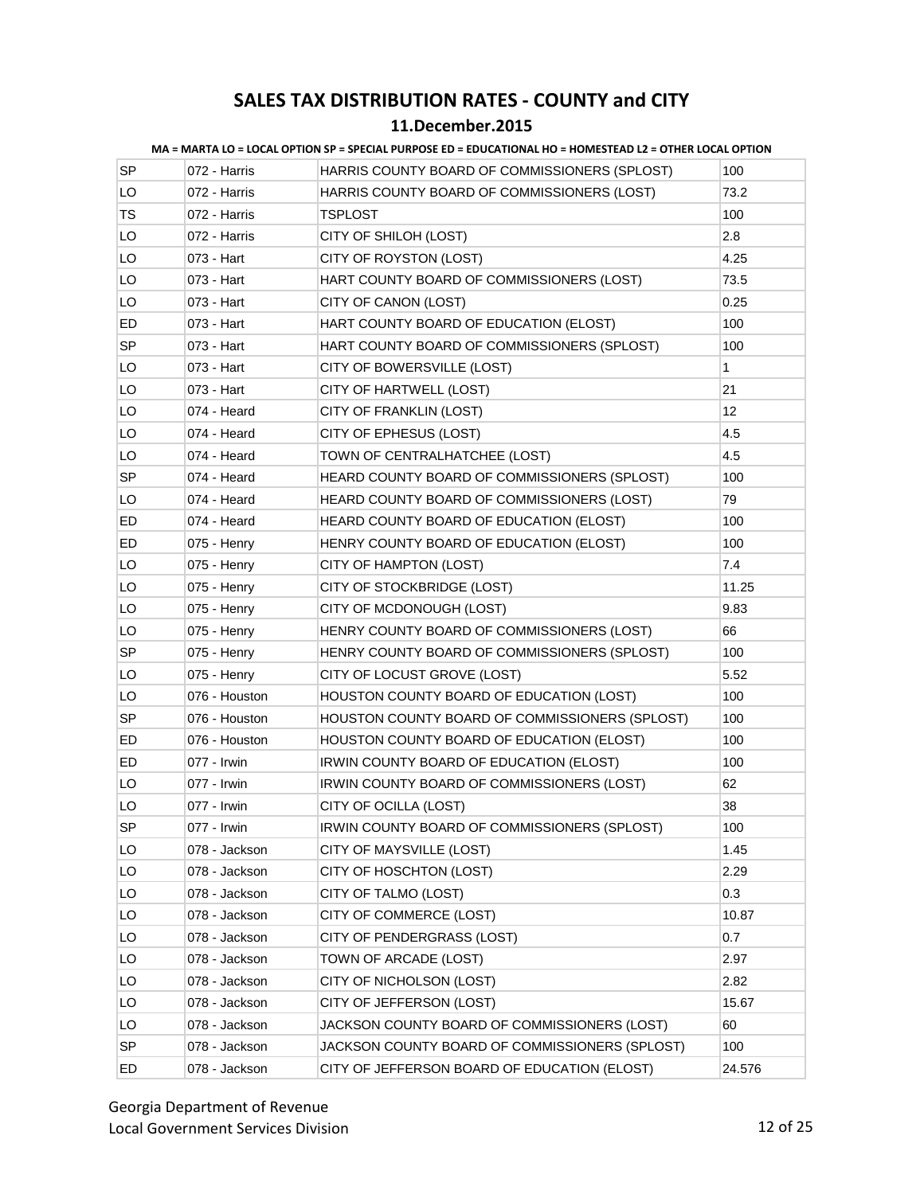# SALES TAX DISTRIBUTION RATES - COUNTY and CITY

## 11.December.2015

**MA = MARTA LO = LOCAL OPTION SP = SPECIAL PURPOSE ED = EDUCATIONAL HO = HOMESTEAD L2 = OTHER LOCAL OPTION**

| | | | |
|---|---|---|---|
| SP | 072 - Harris | HARRIS COUNTY BOARD OF COMMISSIONERS (SPLOST) | 100 |
| LO | 072 - Harris | HARRIS COUNTY BOARD OF COMMISSIONERS (LOST) | 73.2 |
| TS | 072 - Harris | TSPLOST | 100 |
| LO | 072 - Harris | CITY OF SHILOH (LOST) | 2.8 |
| LO | 073 - Hart | CITY OF ROYSTON (LOST) | 4.25 |
| LO | 073 - Hart | HART COUNTY BOARD OF COMMISSIONERS (LOST) | 73.5 |
| LO | 073 - Hart | CITY OF CANON (LOST) | 0.25 |
| ED | 073 - Hart | HART COUNTY BOARD OF EDUCATION (ELOST) | 100 |
| SP | 073 - Hart | HART COUNTY BOARD OF COMMISSIONERS (SPLOST) | 100 |
| LO | 073 - Hart | CITY OF BOWERSVILLE (LOST) | 1 |
| LO | 073 - Hart | CITY OF HARTWELL (LOST) | 21 |
| LO | 074 - Heard | CITY OF FRANKLIN (LOST) | 12 |
| LO | 074 - Heard | CITY OF EPHESUS (LOST) | 4.5 |
| LO | 074 - Heard | TOWN OF CENTRALHATCHEE (LOST) | 4.5 |
| SP | 074 - Heard | HEARD COUNTY BOARD OF COMMISSIONERS (SPLOST) | 100 |
| LO | 074 - Heard | HEARD COUNTY BOARD OF COMMISSIONERS (LOST) | 79 |
| ED | 074 - Heard | HEARD COUNTY BOARD OF EDUCATION (ELOST) | 100 |
| ED | 075 - Henry | HENRY COUNTY BOARD OF EDUCATION (ELOST) | 100 |
| LO | 075 - Henry | CITY OF HAMPTON (LOST) | 7.4 |
| LO | 075 - Henry | CITY OF STOCKBRIDGE (LOST) | 11.25 |
| LO | 075 - Henry | CITY OF MCDONOUGH (LOST) | 9.83 |
| LO | 075 - Henry | HENRY COUNTY BOARD OF COMMISSIONERS (LOST) | 66 |
| SP | 075 - Henry | HENRY COUNTY BOARD OF COMMISSIONERS (SPLOST) | 100 |
| LO | 075 - Henry | CITY OF LOCUST GROVE (LOST) | 5.52 |
| LO | 076 - Houston | HOUSTON COUNTY BOARD OF EDUCATION (LOST) | 100 |
| SP | 076 - Houston | HOUSTON COUNTY BOARD OF COMMISSIONERS (SPLOST) | 100 |
| ED | 076 - Houston | HOUSTON COUNTY BOARD OF EDUCATION (ELOST) | 100 |
| ED | 077 - Irwin | IRWIN COUNTY BOARD OF EDUCATION (ELOST) | 100 |
| LO | 077 - Irwin | IRWIN COUNTY BOARD OF COMMISSIONERS (LOST) | 62 |
| LO | 077 - Irwin | CITY OF OCILLA (LOST) | 38 |
| SP | 077 - Irwin | IRWIN COUNTY BOARD OF COMMISSIONERS (SPLOST) | 100 |
| LO | 078 - Jackson | CITY OF MAYSVILLE (LOST) | 1.45 |
| LO | 078 - Jackson | CITY OF HOSCHTON (LOST) | 2.29 |
| LO | 078 - Jackson | CITY OF TALMO (LOST) | 0.3 |
| LO | 078 - Jackson | CITY OF COMMERCE (LOST) | 10.87 |
| LO | 078 - Jackson | CITY OF PENDERGRASS (LOST) | 0.7 |
| LO | 078 - Jackson | TOWN OF ARCADE (LOST) | 2.97 |
| LO | 078 - Jackson | CITY OF NICHOLSON (LOST) | 2.82 |
| LO | 078 - Jackson | CITY OF JEFFERSON (LOST) | 15.67 |
| LO | 078 - Jackson | JACKSON COUNTY BOARD OF COMMISSIONERS (LOST) | 60 |
| SP | 078 - Jackson | JACKSON COUNTY BOARD OF COMMISSIONERS (SPLOST) | 100 |
| ED | 078 - Jackson | CITY OF JEFFERSON BOARD OF EDUCATION (ELOST) | 24.576 |

Georgia Department of Revenue
Local Government Services Division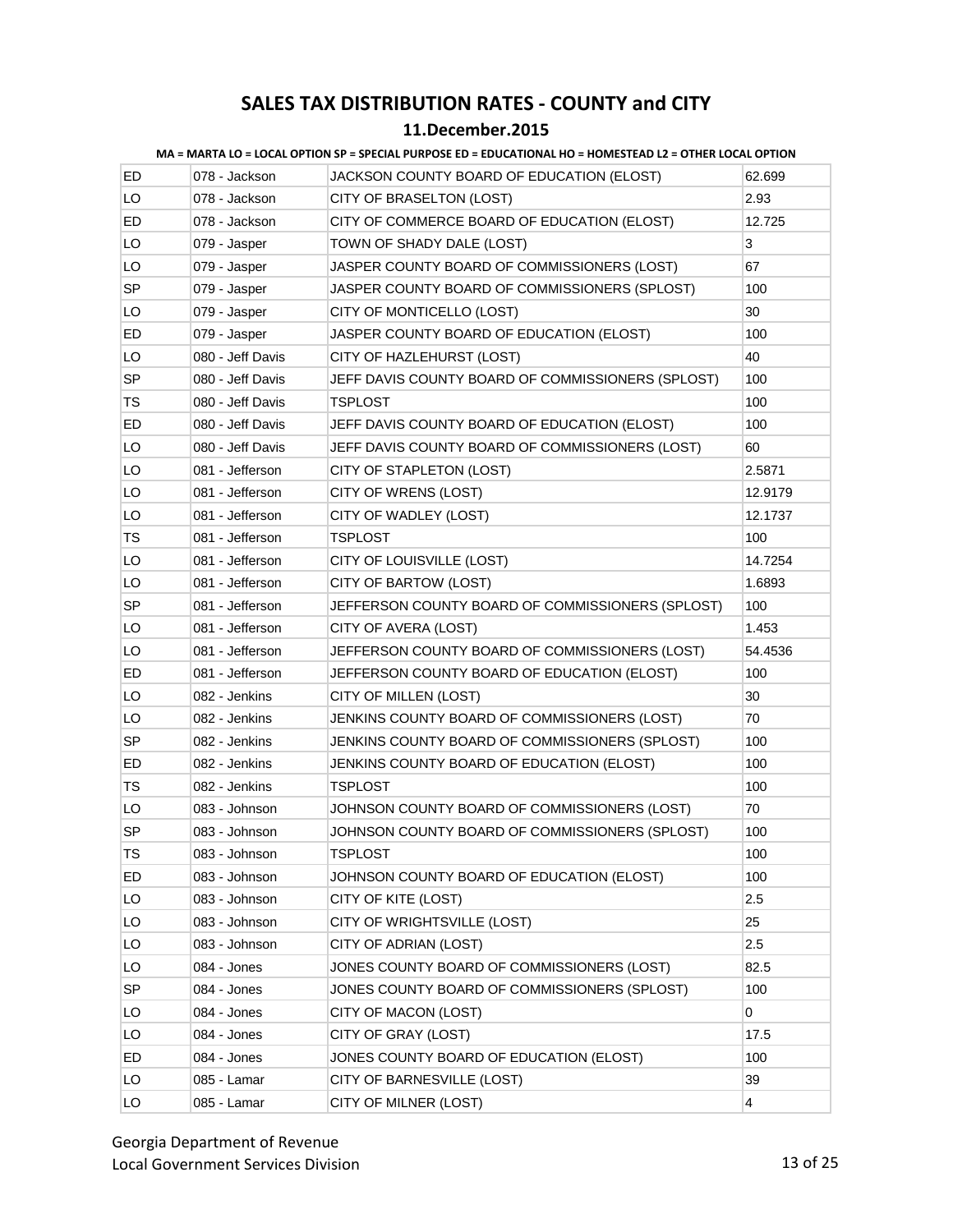# SALES TAX DISTRIBUTION RATES - COUNTY and CITY

## 11.December.2015

**MA = MARTA LO = LOCAL OPTION SP = SPECIAL PURPOSE ED = EDUCATIONAL HO = HOMESTEAD L2 = OTHER LOCAL OPTION**

| | | | |
|---|---|---|---|
| ED | 078 - Jackson | JACKSON COUNTY BOARD OF EDUCATION (ELOST) | 62.699 |
| LO | 078 - Jackson | CITY OF BRASELTON (LOST) | 2.93 |
| ED | 078 - Jackson | CITY OF COMMERCE BOARD OF EDUCATION (ELOST) | 12.725 |
| LO | 079 - Jasper | TOWN OF SHADY DALE (LOST) | 3 |
| LO | 079 - Jasper | JASPER COUNTY BOARD OF COMMISSIONERS (LOST) | 67 |
| SP | 079 - Jasper | JASPER COUNTY BOARD OF COMMISSIONERS (SPLOST) | 100 |
| LO | 079 - Jasper | CITY OF MONTICELLO (LOST) | 30 |
| ED | 079 - Jasper | JASPER COUNTY BOARD OF EDUCATION (ELOST) | 100 |
| LO | 080 - Jeff Davis | CITY OF HAZLEHURST (LOST) | 40 |
| SP | 080 - Jeff Davis | JEFF DAVIS COUNTY BOARD OF COMMISSIONERS (SPLOST) | 100 |
| TS | 080 - Jeff Davis | TSPLOST | 100 |
| ED | 080 - Jeff Davis | JEFF DAVIS COUNTY BOARD OF EDUCATION (ELOST) | 100 |
| LO | 080 - Jeff Davis | JEFF DAVIS COUNTY BOARD OF COMMISSIONERS (LOST) | 60 |
| LO | 081 - Jefferson | CITY OF STAPLETON (LOST) | 2.5871 |
| LO | 081 - Jefferson | CITY OF WRENS (LOST) | 12.9179 |
| LO | 081 - Jefferson | CITY OF WADLEY (LOST) | 12.1737 |
| TS | 081 - Jefferson | TSPLOST | 100 |
| LO | 081 - Jefferson | CITY OF LOUISVILLE (LOST) | 14.7254 |
| LO | 081 - Jefferson | CITY OF BARTOW (LOST) | 1.6893 |
| SP | 081 - Jefferson | JEFFERSON COUNTY BOARD OF COMMISSIONERS (SPLOST) | 100 |
| LO | 081 - Jefferson | CITY OF AVERA (LOST) | 1.453 |
| LO | 081 - Jefferson | JEFFERSON COUNTY BOARD OF COMMISSIONERS (LOST) | 54.4536 |
| ED | 081 - Jefferson | JEFFERSON COUNTY BOARD OF EDUCATION (ELOST) | 100 |
| LO | 082 - Jenkins | CITY OF MILLEN (LOST) | 30 |
| LO | 082 - Jenkins | JENKINS COUNTY BOARD OF COMMISSIONERS (LOST) | 70 |
| SP | 082 - Jenkins | JENKINS COUNTY BOARD OF COMMISSIONERS (SPLOST) | 100 |
| ED | 082 - Jenkins | JENKINS COUNTY BOARD OF EDUCATION (ELOST) | 100 |
| TS | 082 - Jenkins | TSPLOST | 100 |
| LO | 083 - Johnson | JOHNSON COUNTY BOARD OF COMMISSIONERS (LOST) | 70 |
| SP | 083 - Johnson | JOHNSON COUNTY BOARD OF COMMISSIONERS (SPLOST) | 100 |
| TS | 083 - Johnson | TSPLOST | 100 |
| ED | 083 - Johnson | JOHNSON COUNTY BOARD OF EDUCATION (ELOST) | 100 |
| LO | 083 - Johnson | CITY OF KITE (LOST) | 2.5 |
| LO | 083 - Johnson | CITY OF WRIGHTSVILLE (LOST) | 25 |
| LO | 083 - Johnson | CITY OF ADRIAN (LOST) | 2.5 |
| LO | 084 - Jones | JONES COUNTY BOARD OF COMMISSIONERS (LOST) | 82.5 |
| SP | 084 - Jones | JONES COUNTY BOARD OF COMMISSIONERS (SPLOST) | 100 |
| LO | 084 - Jones | CITY OF MACON (LOST) | 0 |
| LO | 084 - Jones | CITY OF GRAY (LOST) | 17.5 |
| ED | 084 - Jones | JONES COUNTY BOARD OF EDUCATION (ELOST) | 100 |
| LO | 085 - Lamar | CITY OF BARNESVILLE (LOST) | 39 |
| LO | 085 - Lamar | CITY OF MILNER (LOST) | 4 |

Georgia Department of Revenue
Local Government Services Division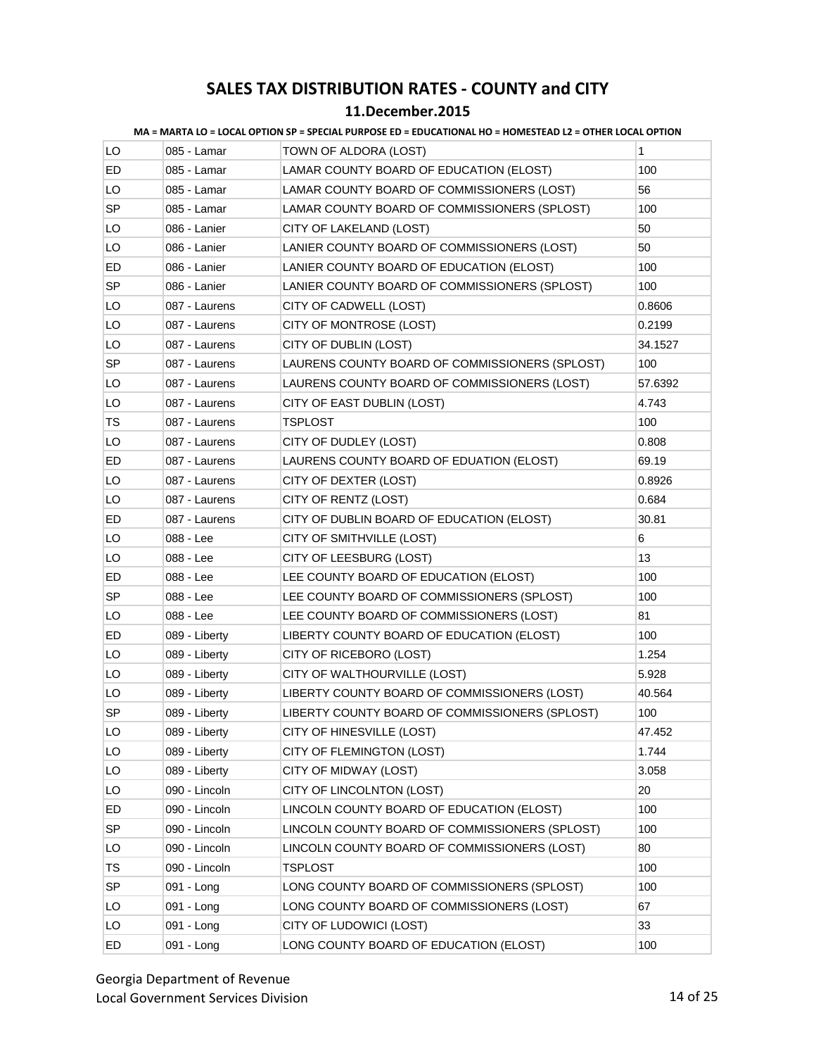# SALES TAX DISTRIBUTION RATES - COUNTY and CITY

## 11.December.2015

**MA = MARTA LO = LOCAL OPTION SP = SPECIAL PURPOSE ED = EDUCATIONAL HO = HOMESTEAD L2 = OTHER LOCAL OPTION**

| | | | |
|---|---|---|---|
| LO | 085 - Lamar | TOWN OF ALDORA (LOST) | 1 |
| ED | 085 - Lamar | LAMAR COUNTY BOARD OF EDUCATION (ELOST) | 100 |
| LO | 085 - Lamar | LAMAR COUNTY BOARD OF COMMISSIONERS (LOST) | 56 |
| SP | 085 - Lamar | LAMAR COUNTY BOARD OF COMMISSIONERS (SPLOST) | 100 |
| LO | 086 - Lanier | CITY OF LAKELAND (LOST) | 50 |
| LO | 086 - Lanier | LANIER COUNTY BOARD OF COMMISSIONERS (LOST) | 50 |
| ED | 086 - Lanier | LANIER COUNTY BOARD OF EDUCATION (ELOST) | 100 |
| SP | 086 - Lanier | LANIER COUNTY BOARD OF COMMISSIONERS (SPLOST) | 100 |
| LO | 087 - Laurens | CITY OF CADWELL (LOST) | 0.8606 |
| LO | 087 - Laurens | CITY OF MONTROSE (LOST) | 0.2199 |
| LO | 087 - Laurens | CITY OF DUBLIN (LOST) | 34.1527 |
| SP | 087 - Laurens | LAURENS COUNTY BOARD OF COMMISSIONERS (SPLOST) | 100 |
| LO | 087 - Laurens | LAURENS COUNTY BOARD OF COMMISSIONERS (LOST) | 57.6392 |
| LO | 087 - Laurens | CITY OF EAST DUBLIN (LOST) | 4.743 |
| TS | 087 - Laurens | TSPLOST | 100 |
| LO | 087 - Laurens | CITY OF DUDLEY (LOST) | 0.808 |
| ED | 087 - Laurens | LAURENS COUNTY BOARD OF EDUATION (ELOST) | 69.19 |
| LO | 087 - Laurens | CITY OF DEXTER (LOST) | 0.8926 |
| LO | 087 - Laurens | CITY OF RENTZ (LOST) | 0.684 |
| ED | 087 - Laurens | CITY OF DUBLIN BOARD OF EDUCATION (ELOST) | 30.81 |
| LO | 088 - Lee | CITY OF SMITHVILLE (LOST) | 6 |
| LO | 088 - Lee | CITY OF LEESBURG (LOST) | 13 |
| ED | 088 - Lee | LEE COUNTY BOARD OF EDUCATION (ELOST) | 100 |
| SP | 088 - Lee | LEE COUNTY BOARD OF COMMISSIONERS (SPLOST) | 100 |
| LO | 088 - Lee | LEE COUNTY BOARD OF COMMISSIONERS (LOST) | 81 |
| ED | 089 - Liberty | LIBERTY COUNTY BOARD OF EDUCATION (ELOST) | 100 |
| LO | 089 - Liberty | CITY OF RICEBORO (LOST) | 1.254 |
| LO | 089 - Liberty | CITY OF WALTHOURVILLE (LOST) | 5.928 |
| LO | 089 - Liberty | LIBERTY COUNTY BOARD OF COMMISSIONERS (LOST) | 40.564 |
| SP | 089 - Liberty | LIBERTY COUNTY BOARD OF COMMISSIONERS (SPLOST) | 100 |
| LO | 089 - Liberty | CITY OF HINESVILLE (LOST) | 47.452 |
| LO | 089 - Liberty | CITY OF FLEMINGTON (LOST) | 1.744 |
| LO | 089 - Liberty | CITY OF MIDWAY (LOST) | 3.058 |
| LO | 090 - Lincoln | CITY OF LINCOLNTON (LOST) | 20 |
| ED | 090 - Lincoln | LINCOLN COUNTY BOARD OF EDUCATION (ELOST) | 100 |
| SP | 090 - Lincoln | LINCOLN COUNTY BOARD OF COMMISSIONERS (SPLOST) | 100 |
| LO | 090 - Lincoln | LINCOLN COUNTY BOARD OF COMMISSIONERS (LOST) | 80 |
| TS | 090 - Lincoln | TSPLOST | 100 |
| SP | 091 - Long | LONG COUNTY BOARD OF COMMISSIONERS (SPLOST) | 100 |
| LO | 091 - Long | LONG COUNTY BOARD OF COMMISSIONERS (LOST) | 67 |
| LO | 091 - Long | CITY OF LUDOWICI (LOST) | 33 |
| ED | 091 - Long | LONG COUNTY BOARD OF EDUCATION (ELOST) | 100 |

Georgia Department of Revenue
Local Government Services Division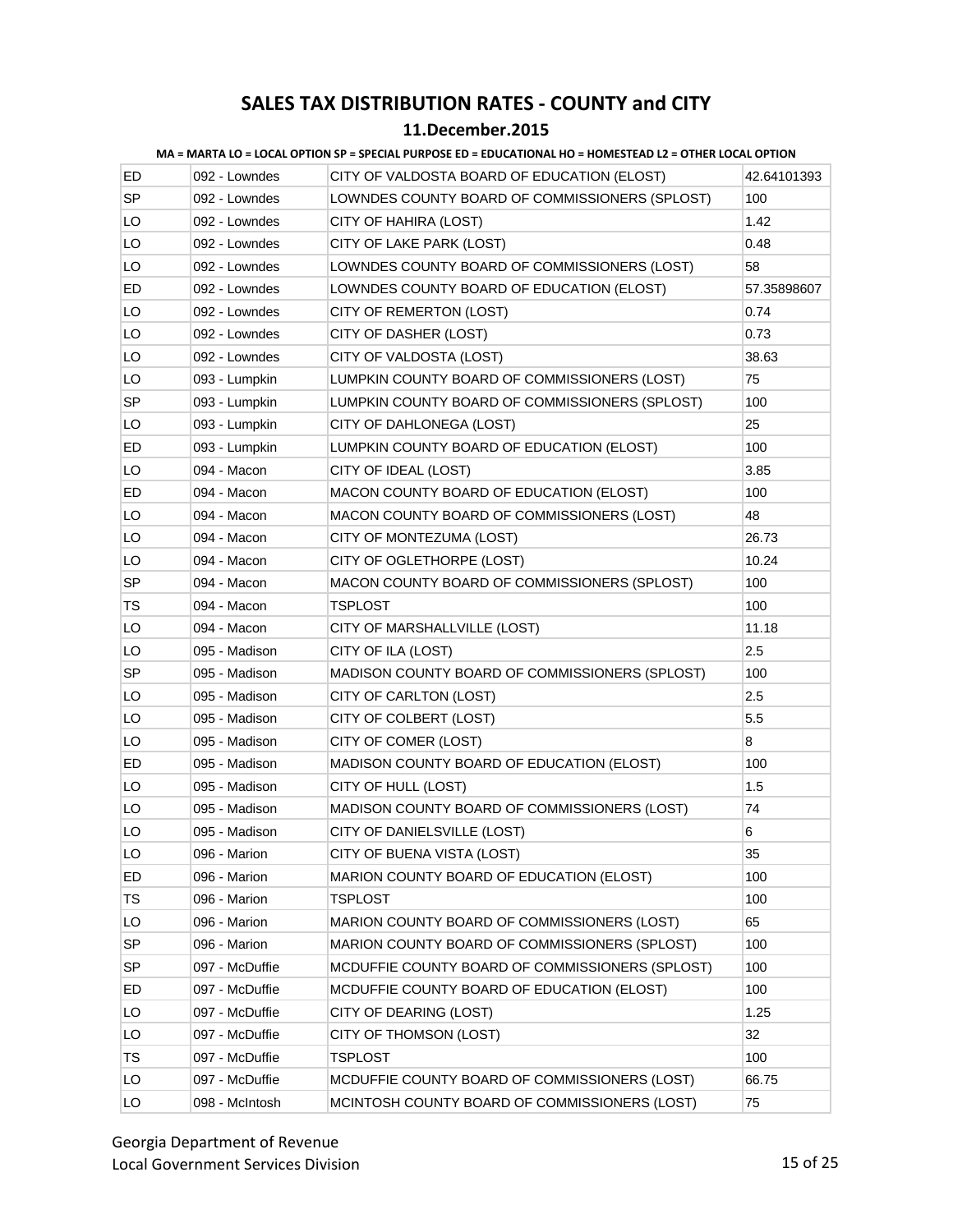# SALES TAX DISTRIBUTION RATES - COUNTY and CITY

## 11.December.2015

**MA = MARTA LO = LOCAL OPTION SP = SPECIAL PURPOSE ED = EDUCATIONAL HO = HOMESTEAD L2 = OTHER LOCAL OPTION**

| | | | |
|---|---|---|---|
| ED | 092 - Lowndes | CITY OF VALDOSTA BOARD OF EDUCATION (ELOST) | 42.64101393 |
| SP | 092 - Lowndes | LOWNDES COUNTY BOARD OF COMMISSIONERS (SPLOST) | 100 |
| LO | 092 - Lowndes | CITY OF HAHIRA (LOST) | 1.42 |
| LO | 092 - Lowndes | CITY OF LAKE PARK (LOST) | 0.48 |
| LO | 092 - Lowndes | LOWNDES COUNTY BOARD OF COMMISSIONERS (LOST) | 58 |
| ED | 092 - Lowndes | LOWNDES COUNTY BOARD OF EDUCATION (ELOST) | 57.35898607 |
| LO | 092 - Lowndes | CITY OF REMERTON (LOST) | 0.74 |
| LO | 092 - Lowndes | CITY OF DASHER (LOST) | 0.73 |
| LO | 092 - Lowndes | CITY OF VALDOSTA (LOST) | 38.63 |
| LO | 093 - Lumpkin | LUMPKIN COUNTY BOARD OF COMMISSIONERS (LOST) | 75 |
| SP | 093 - Lumpkin | LUMPKIN COUNTY BOARD OF COMMISSIONERS (SPLOST) | 100 |
| LO | 093 - Lumpkin | CITY OF DAHLONEGA (LOST) | 25 |
| ED | 093 - Lumpkin | LUMPKIN COUNTY BOARD OF EDUCATION (ELOST) | 100 |
| LO | 094 - Macon | CITY OF IDEAL (LOST) | 3.85 |
| ED | 094 - Macon | MACON COUNTY BOARD OF EDUCATION (ELOST) | 100 |
| LO | 094 - Macon | MACON COUNTY BOARD OF COMMISSIONERS (LOST) | 48 |
| LO | 094 - Macon | CITY OF MONTEZUMA (LOST) | 26.73 |
| LO | 094 - Macon | CITY OF OGLETHORPE (LOST) | 10.24 |
| SP | 094 - Macon | MACON COUNTY BOARD OF COMMISSIONERS (SPLOST) | 100 |
| TS | 094 - Macon | TSPLOST | 100 |
| LO | 094 - Macon | CITY OF MARSHALLVILLE (LOST) | 11.18 |
| LO | 095 - Madison | CITY OF ILA (LOST) | 2.5 |
| SP | 095 - Madison | MADISON COUNTY BOARD OF COMMISSIONERS (SPLOST) | 100 |
| LO | 095 - Madison | CITY OF CARLTON (LOST) | 2.5 |
| LO | 095 - Madison | CITY OF COLBERT (LOST) | 5.5 |
| LO | 095 - Madison | CITY OF COMER (LOST) | 8 |
| ED | 095 - Madison | MADISON COUNTY BOARD OF EDUCATION (ELOST) | 100 |
| LO | 095 - Madison | CITY OF HULL (LOST) | 1.5 |
| LO | 095 - Madison | MADISON COUNTY BOARD OF COMMISSIONERS (LOST) | 74 |
| LO | 095 - Madison | CITY OF DANIELSVILLE (LOST) | 6 |
| LO | 096 - Marion | CITY OF BUENA VISTA (LOST) | 35 |
| ED | 096 - Marion | MARION COUNTY BOARD OF EDUCATION (ELOST) | 100 |
| TS | 096 - Marion | TSPLOST | 100 |
| LO | 096 - Marion | MARION COUNTY BOARD OF COMMISSIONERS (LOST) | 65 |
| SP | 096 - Marion | MARION COUNTY BOARD OF COMMISSIONERS (SPLOST) | 100 |
| SP | 097 - McDuffie | MCDUFFIE COUNTY BOARD OF COMMISSIONERS (SPLOST) | 100 |
| ED | 097 - McDuffie | MCDUFFIE COUNTY BOARD OF EDUCATION (ELOST) | 100 |
| LO | 097 - McDuffie | CITY OF DEARING (LOST) | 1.25 |
| LO | 097 - McDuffie | CITY OF THOMSON (LOST) | 32 |
| TS | 097 - McDuffie | TSPLOST | 100 |
| LO | 097 - McDuffie | MCDUFFIE COUNTY BOARD OF COMMISSIONERS (LOST) | 66.75 |
| LO | 098 - McIntosh | MCINTOSH COUNTY BOARD OF COMMISSIONERS (LOST) | 75 |

Georgia Department of Revenue
Local Government Services Division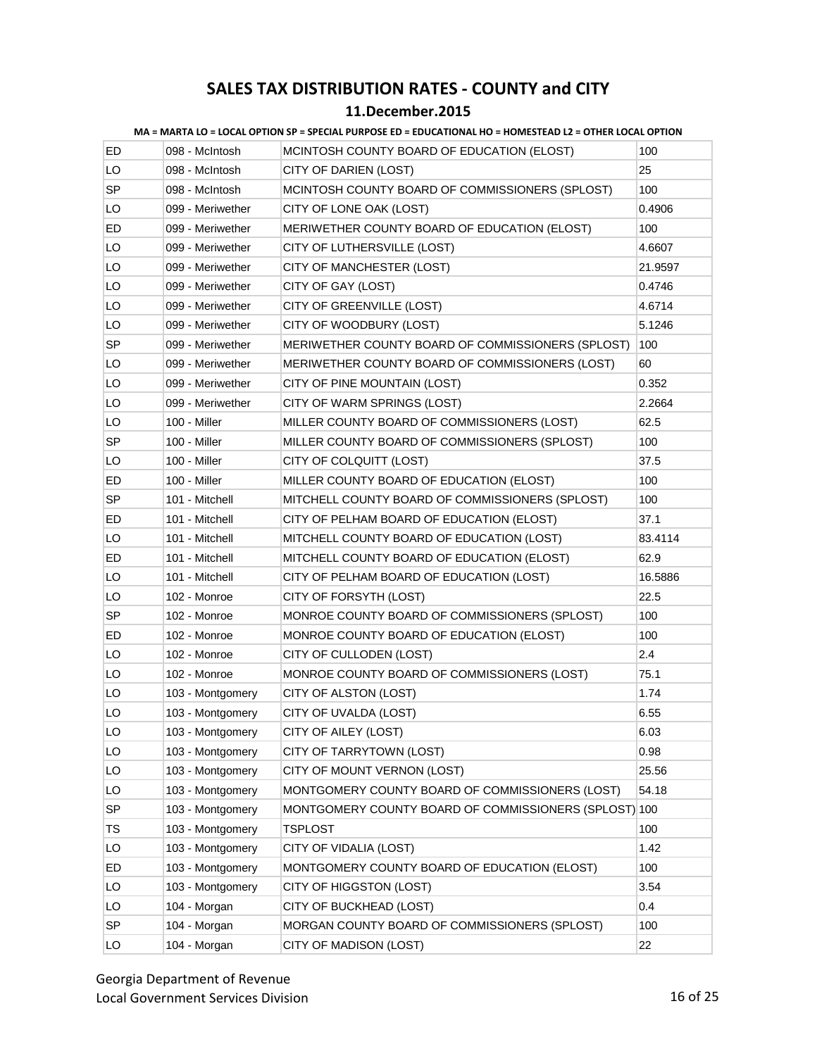# SALES TAX DISTRIBUTION RATES - COUNTY and CITY

## 11.December.2015

**MA = MARTA LO = LOCAL OPTION SP = SPECIAL PURPOSE ED = EDUCATIONAL HO = HOMESTEAD L2 = OTHER LOCAL OPTION**

| | | | |
|---|---|---|---|
| ED | 098 - McIntosh | MCINTOSH COUNTY BOARD OF EDUCATION (ELOST) | 100 |
| LO | 098 - McIntosh | CITY OF DARIEN (LOST) | 25 |
| SP | 098 - McIntosh | MCINTOSH COUNTY BOARD OF COMMISSIONERS (SPLOST) | 100 |
| LO | 099 - Meriwether | CITY OF LONE OAK (LOST) | 0.4906 |
| ED | 099 - Meriwether | MERIWETHER COUNTY BOARD OF EDUCATION (ELOST) | 100 |
| LO | 099 - Meriwether | CITY OF LUTHERSVILLE (LOST) | 4.6607 |
| LO | 099 - Meriwether | CITY OF MANCHESTER (LOST) | 21.9597 |
| LO | 099 - Meriwether | CITY OF GAY (LOST) | 0.4746 |
| LO | 099 - Meriwether | CITY OF GREENVILLE (LOST) | 4.6714 |
| LO | 099 - Meriwether | CITY OF WOODBURY (LOST) | 5.1246 |
| SP | 099 - Meriwether | MERIWETHER COUNTY BOARD OF COMMISSIONERS (SPLOST) | 100 |
| LO | 099 - Meriwether | MERIWETHER COUNTY BOARD OF COMMISSIONERS (LOST) | 60 |
| LO | 099 - Meriwether | CITY OF PINE MOUNTAIN (LOST) | 0.352 |
| LO | 099 - Meriwether | CITY OF WARM SPRINGS (LOST) | 2.2664 |
| LO | 100 - Miller | MILLER COUNTY BOARD OF COMMISSIONERS (LOST) | 62.5 |
| SP | 100 - Miller | MILLER COUNTY BOARD OF COMMISSIONERS (SPLOST) | 100 |
| LO | 100 - Miller | CITY OF COLQUITT (LOST) | 37.5 |
| ED | 100 - Miller | MILLER COUNTY BOARD OF EDUCATION (ELOST) | 100 |
| SP | 101 - Mitchell | MITCHELL COUNTY BOARD OF COMMISSIONERS (SPLOST) | 100 |
| ED | 101 - Mitchell | CITY OF PELHAM BOARD OF EDUCATION (ELOST) | 37.1 |
| LO | 101 - Mitchell | MITCHELL COUNTY BOARD OF EDUCATION (LOST) | 83.4114 |
| ED | 101 - Mitchell | MITCHELL COUNTY BOARD OF EDUCATION (ELOST) | 62.9 |
| LO | 101 - Mitchell | CITY OF PELHAM BOARD OF EDUCATION (LOST) | 16.5886 |
| LO | 102 - Monroe | CITY OF FORSYTH (LOST) | 22.5 |
| SP | 102 - Monroe | MONROE COUNTY BOARD OF COMMISSIONERS (SPLOST) | 100 |
| ED | 102 - Monroe | MONROE COUNTY BOARD OF EDUCATION (ELOST) | 100 |
| LO | 102 - Monroe | CITY OF CULLODEN (LOST) | 2.4 |
| LO | 102 - Monroe | MONROE COUNTY BOARD OF COMMISSIONERS (LOST) | 75.1 |
| LO | 103 - Montgomery | CITY OF ALSTON (LOST) | 1.74 |
| LO | 103 - Montgomery | CITY OF UVALDA (LOST) | 6.55 |
| LO | 103 - Montgomery | CITY OF AILEY (LOST) | 6.03 |
| LO | 103 - Montgomery | CITY OF TARRYTOWN (LOST) | 0.98 |
| LO | 103 - Montgomery | CITY OF MOUNT VERNON (LOST) | 25.56 |
| LO | 103 - Montgomery | MONTGOMERY COUNTY BOARD OF COMMISSIONERS (LOST) | 54.18 |
| SP | 103 - Montgomery | MONTGOMERY COUNTY BOARD OF COMMISSIONERS (SPLOST) | 100 |
| TS | 103 - Montgomery | TSPLOST | 100 |
| LO | 103 - Montgomery | CITY OF VIDALIA (LOST) | 1.42 |
| ED | 103 - Montgomery | MONTGOMERY COUNTY BOARD OF EDUCATION (ELOST) | 100 |
| LO | 103 - Montgomery | CITY OF HIGGSTON (LOST) | 3.54 |
| LO | 104 - Morgan | CITY OF BUCKHEAD (LOST) | 0.4 |
| SP | 104 - Morgan | MORGAN COUNTY BOARD OF COMMISSIONERS (SPLOST) | 100 |
| LO | 104 - Morgan | CITY OF MADISON (LOST) | 22 |

Georgia Department of Revenue
Local Government Services Division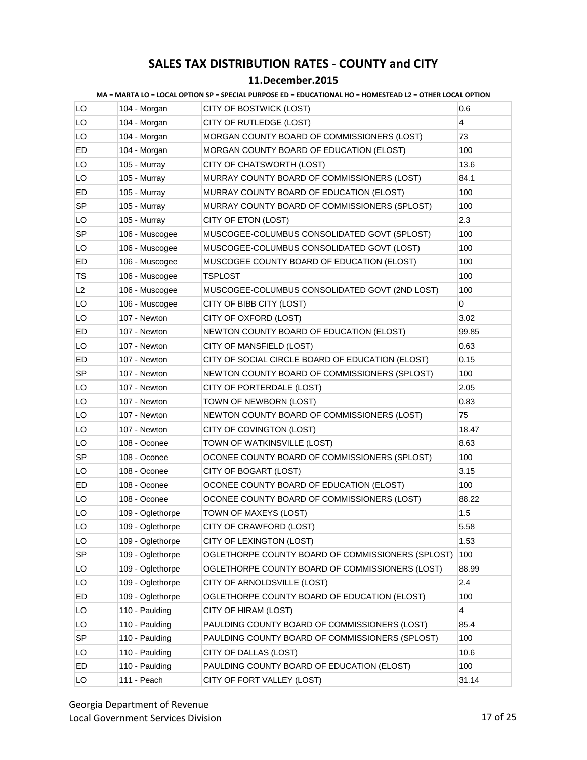# SALES TAX DISTRIBUTION RATES - COUNTY and CITY

## 11.December.2015

**MA = MARTA LO = LOCAL OPTION SP = SPECIAL PURPOSE ED = EDUCATIONAL HO = HOMESTEAD L2 = OTHER LOCAL OPTION**

| | | | |
|---|---|---|---|
| LO | 104 - Morgan | CITY OF BOSTWICK (LOST) | 0.6 |
| LO | 104 - Morgan | CITY OF RUTLEDGE (LOST) | 4 |
| LO | 104 - Morgan | MORGAN COUNTY BOARD OF COMMISSIONERS (LOST) | 73 |
| ED | 104 - Morgan | MORGAN COUNTY BOARD OF EDUCATION (ELOST) | 100 |
| LO | 105 - Murray | CITY OF CHATSWORTH (LOST) | 13.6 |
| LO | 105 - Murray | MURRAY COUNTY BOARD OF COMMISSIONERS (LOST) | 84.1 |
| ED | 105 - Murray | MURRAY COUNTY BOARD OF EDUCATION (ELOST) | 100 |
| SP | 105 - Murray | MURRAY COUNTY BOARD OF COMMISSIONERS (SPLOST) | 100 |
| LO | 105 - Murray | CITY OF ETON (LOST) | 2.3 |
| SP | 106 - Muscogee | MUSCOGEE-COLUMBUS CONSOLIDATED GOVT (SPLOST) | 100 |
| LO | 106 - Muscogee | MUSCOGEE-COLUMBUS CONSOLIDATED GOVT (LOST) | 100 |
| ED | 106 - Muscogee | MUSCOGEE COUNTY BOARD OF EDUCATION (ELOST) | 100 |
| TS | 106 - Muscogee | TSPLOST | 100 |
| L2 | 106 - Muscogee | MUSCOGEE-COLUMBUS CONSOLIDATED GOVT (2ND LOST) | 100 |
| LO | 106 - Muscogee | CITY OF BIBB CITY (LOST) | 0 |
| LO | 107 - Newton | CITY OF OXFORD (LOST) | 3.02 |
| ED | 107 - Newton | NEWTON COUNTY BOARD OF EDUCATION (ELOST) | 99.85 |
| LO | 107 - Newton | CITY OF MANSFIELD (LOST) | 0.63 |
| ED | 107 - Newton | CITY OF SOCIAL CIRCLE BOARD OF EDUCATION (ELOST) | 0.15 |
| SP | 107 - Newton | NEWTON COUNTY BOARD OF COMMISSIONERS (SPLOST) | 100 |
| LO | 107 - Newton | CITY OF PORTERDALE (LOST) | 2.05 |
| LO | 107 - Newton | TOWN OF NEWBORN (LOST) | 0.83 |
| LO | 107 - Newton | NEWTON COUNTY BOARD OF COMMISSIONERS (LOST) | 75 |
| LO | 107 - Newton | CITY OF COVINGTON (LOST) | 18.47 |
| LO | 108 - Oconee | TOWN OF WATKINSVILLE (LOST) | 8.63 |
| SP | 108 - Oconee | OCONEE COUNTY BOARD OF COMMISSIONERS (SPLOST) | 100 |
| LO | 108 - Oconee | CITY OF BOGART (LOST) | 3.15 |
| ED | 108 - Oconee | OCONEE COUNTY BOARD OF EDUCATION (ELOST) | 100 |
| LO | 108 - Oconee | OCONEE COUNTY BOARD OF COMMISSIONERS (LOST) | 88.22 |
| LO | 109 - Oglethorpe | TOWN OF MAXEYS (LOST) | 1.5 |
| LO | 109 - Oglethorpe | CITY OF CRAWFORD (LOST) | 5.58 |
| LO | 109 - Oglethorpe | CITY OF LEXINGTON (LOST) | 1.53 |
| SP | 109 - Oglethorpe | OGLETHORPE COUNTY BOARD OF COMMISSIONERS (SPLOST) | 100 |
| LO | 109 - Oglethorpe | OGLETHORPE COUNTY BOARD OF COMMISSIONERS (LOST) | 88.99 |
| LO | 109 - Oglethorpe | CITY OF ARNOLDSVILLE (LOST) | 2.4 |
| ED | 109 - Oglethorpe | OGLETHORPE COUNTY BOARD OF EDUCATION (ELOST) | 100 |
| LO | 110 - Paulding | CITY OF HIRAM (LOST) | 4 |
| LO | 110 - Paulding | PAULDING COUNTY BOARD OF COMMISSIONERS (LOST) | 85.4 |
| SP | 110 - Paulding | PAULDING COUNTY BOARD OF COMMISSIONERS (SPLOST) | 100 |
| LO | 110 - Paulding | CITY OF DALLAS (LOST) | 10.6 |
| ED | 110 - Paulding | PAULDING COUNTY BOARD OF EDUCATION (ELOST) | 100 |
| LO | 111 - Peach | CITY OF FORT VALLEY (LOST) | 31.14 |

Georgia Department of Revenue
Local Government Services Division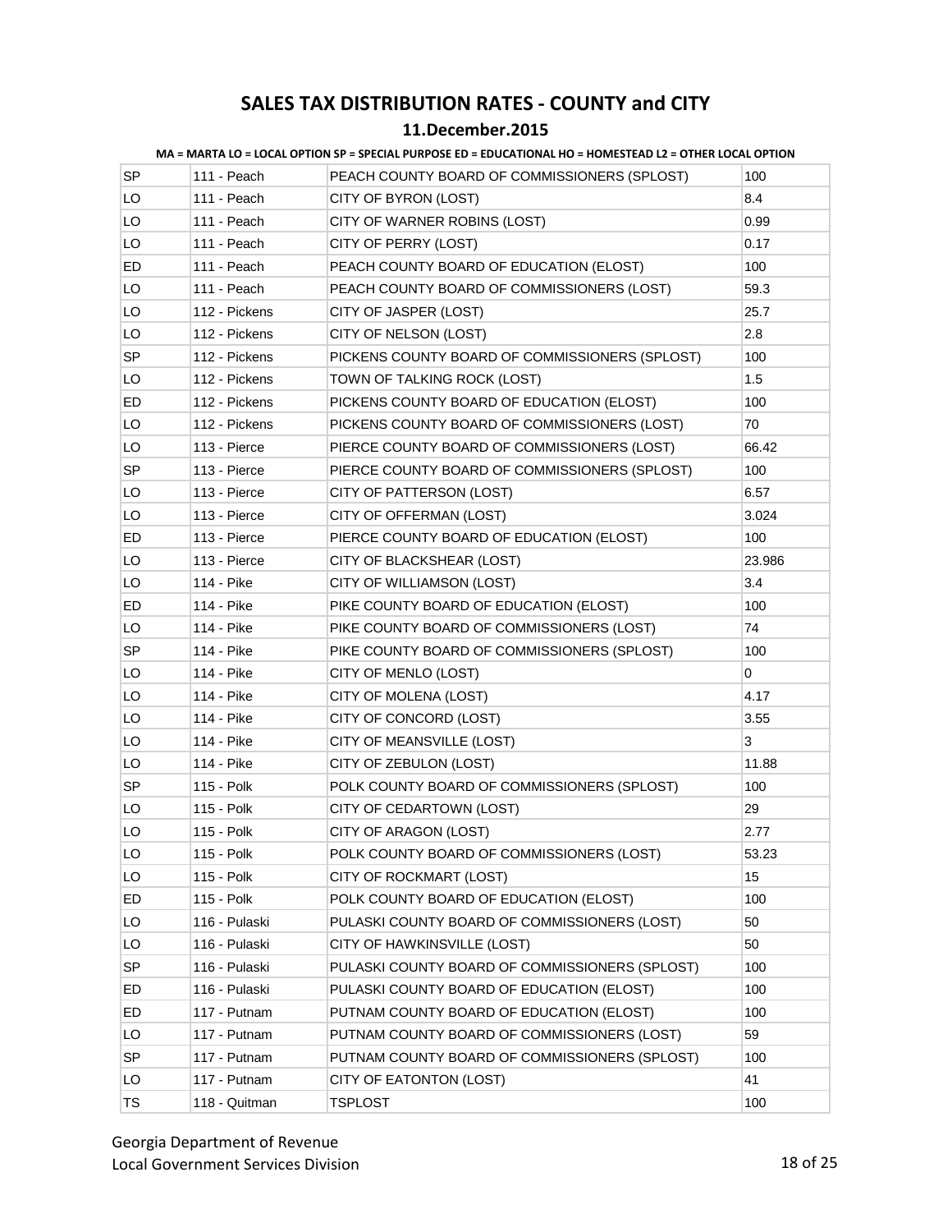# SALES TAX DISTRIBUTION RATES - COUNTY and CITY

## 11.December.2015

**MA = MARTA LO = LOCAL OPTION SP = SPECIAL PURPOSE ED = EDUCATIONAL HO = HOMESTEAD L2 = OTHER LOCAL OPTION**

| | | | |
|---|---|---|---|
| SP | 111 - Peach | PEACH COUNTY BOARD OF COMMISSIONERS (SPLOST) | 100 |
| LO | 111 - Peach | CITY OF BYRON (LOST) | 8.4 |
| LO | 111 - Peach | CITY OF WARNER ROBINS (LOST) | 0.99 |
| LO | 111 - Peach | CITY OF PERRY (LOST) | 0.17 |
| ED | 111 - Peach | PEACH COUNTY BOARD OF EDUCATION (ELOST) | 100 |
| LO | 111 - Peach | PEACH COUNTY BOARD OF COMMISSIONERS (LOST) | 59.3 |
| LO | 112 - Pickens | CITY OF JASPER (LOST) | 25.7 |
| LO | 112 - Pickens | CITY OF NELSON (LOST) | 2.8 |
| SP | 112 - Pickens | PICKENS COUNTY BOARD OF COMMISSIONERS (SPLOST) | 100 |
| LO | 112 - Pickens | TOWN OF TALKING ROCK (LOST) | 1.5 |
| ED | 112 - Pickens | PICKENS COUNTY BOARD OF EDUCATION (ELOST) | 100 |
| LO | 112 - Pickens | PICKENS COUNTY BOARD OF COMMISSIONERS (LOST) | 70 |
| LO | 113 - Pierce | PIERCE COUNTY BOARD OF COMMISSIONERS (LOST) | 66.42 |
| SP | 113 - Pierce | PIERCE COUNTY BOARD OF COMMISSIONERS (SPLOST) | 100 |
| LO | 113 - Pierce | CITY OF PATTERSON (LOST) | 6.57 |
| LO | 113 - Pierce | CITY OF OFFERMAN (LOST) | 3.024 |
| ED | 113 - Pierce | PIERCE COUNTY BOARD OF EDUCATION (ELOST) | 100 |
| LO | 113 - Pierce | CITY OF BLACKSHEAR (LOST) | 23.986 |
| LO | 114 - Pike | CITY OF WILLIAMSON (LOST) | 3.4 |
| ED | 114 - Pike | PIKE COUNTY BOARD OF EDUCATION (ELOST) | 100 |
| LO | 114 - Pike | PIKE COUNTY BOARD OF COMMISSIONERS (LOST) | 74 |
| SP | 114 - Pike | PIKE COUNTY BOARD OF COMMISSIONERS (SPLOST) | 100 |
| LO | 114 - Pike | CITY OF MENLO (LOST) | 0 |
| LO | 114 - Pike | CITY OF MOLENA (LOST) | 4.17 |
| LO | 114 - Pike | CITY OF CONCORD (LOST) | 3.55 |
| LO | 114 - Pike | CITY OF MEANSVILLE (LOST) | 3 |
| LO | 114 - Pike | CITY OF ZEBULON (LOST) | 11.88 |
| SP | 115 - Polk | POLK COUNTY BOARD OF COMMISSIONERS (SPLOST) | 100 |
| LO | 115 - Polk | CITY OF CEDARTOWN (LOST) | 29 |
| LO | 115 - Polk | CITY OF ARAGON (LOST) | 2.77 |
| LO | 115 - Polk | POLK COUNTY BOARD OF COMMISSIONERS (LOST) | 53.23 |
| LO | 115 - Polk | CITY OF ROCKMART (LOST) | 15 |
| ED | 115 - Polk | POLK COUNTY BOARD OF EDUCATION (ELOST) | 100 |
| LO | 116 - Pulaski | PULASKI COUNTY BOARD OF COMMISSIONERS (LOST) | 50 |
| LO | 116 - Pulaski | CITY OF HAWKINSVILLE (LOST) | 50 |
| SP | 116 - Pulaski | PULASKI COUNTY BOARD OF COMMISSIONERS (SPLOST) | 100 |
| ED | 116 - Pulaski | PULASKI COUNTY BOARD OF EDUCATION (ELOST) | 100 |
| ED | 117 - Putnam | PUTNAM COUNTY BOARD OF EDUCATION (ELOST) | 100 |
| LO | 117 - Putnam | PUTNAM COUNTY BOARD OF COMMISSIONERS (LOST) | 59 |
| SP | 117 - Putnam | PUTNAM COUNTY BOARD OF COMMISSIONERS (SPLOST) | 100 |
| LO | 117 - Putnam | CITY OF EATONTON (LOST) | 41 |
| TS | 118 - Quitman | TSPLOST | 100 |

Georgia Department of Revenue
Local Government Services Division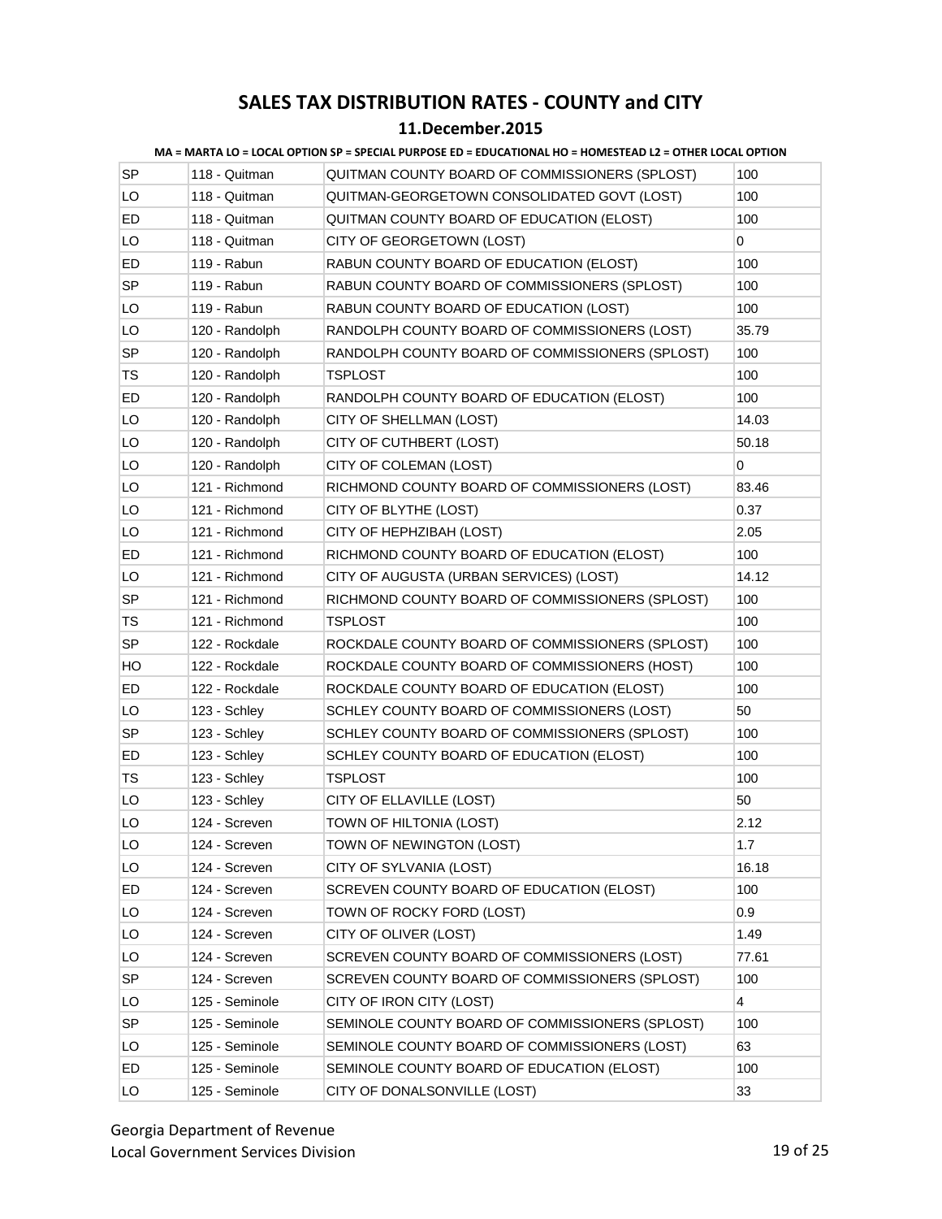# SALES TAX DISTRIBUTION RATES - COUNTY and CITY

## 11.December.2015

**MA = MARTA LO = LOCAL OPTION SP = SPECIAL PURPOSE ED = EDUCATIONAL HO = HOMESTEAD L2 = OTHER LOCAL OPTION**

| | | | |
|---|---|---|---|
| SP | 118 - Quitman | QUITMAN COUNTY BOARD OF COMMISSIONERS (SPLOST) | 100 |
| LO | 118 - Quitman | QUITMAN-GEORGETOWN CONSOLIDATED GOVT (LOST) | 100 |
| ED | 118 - Quitman | QUITMAN COUNTY BOARD OF EDUCATION (ELOST) | 100 |
| LO | 118 - Quitman | CITY OF GEORGETOWN (LOST) | 0 |
| ED | 119 - Rabun | RABUN COUNTY BOARD OF EDUCATION (ELOST) | 100 |
| SP | 119 - Rabun | RABUN COUNTY BOARD OF COMMISSIONERS (SPLOST) | 100 |
| LO | 119 - Rabun | RABUN COUNTY BOARD OF EDUCATION (LOST) | 100 |
| LO | 120 - Randolph | RANDOLPH COUNTY BOARD OF COMMISSIONERS (LOST) | 35.79 |
| SP | 120 - Randolph | RANDOLPH COUNTY BOARD OF COMMISSIONERS (SPLOST) | 100 |
| TS | 120 - Randolph | TSPLOST | 100 |
| ED | 120 - Randolph | RANDOLPH COUNTY BOARD OF EDUCATION (ELOST) | 100 |
| LO | 120 - Randolph | CITY OF SHELLMAN (LOST) | 14.03 |
| LO | 120 - Randolph | CITY OF CUTHBERT (LOST) | 50.18 |
| LO | 120 - Randolph | CITY OF COLEMAN (LOST) | 0 |
| LO | 121 - Richmond | RICHMOND COUNTY BOARD OF COMMISSIONERS (LOST) | 83.46 |
| LO | 121 - Richmond | CITY OF BLYTHE (LOST) | 0.37 |
| LO | 121 - Richmond | CITY OF HEPHZIBAH (LOST) | 2.05 |
| ED | 121 - Richmond | RICHMOND COUNTY BOARD OF EDUCATION (ELOST) | 100 |
| LO | 121 - Richmond | CITY OF AUGUSTA (URBAN SERVICES) (LOST) | 14.12 |
| SP | 121 - Richmond | RICHMOND COUNTY BOARD OF COMMISSIONERS (SPLOST) | 100 |
| TS | 121 - Richmond | TSPLOST | 100 |
| SP | 122 - Rockdale | ROCKDALE COUNTY BOARD OF COMMISSIONERS (SPLOST) | 100 |
| HO | 122 - Rockdale | ROCKDALE COUNTY BOARD OF COMMISSIONERS (HOST) | 100 |
| ED | 122 - Rockdale | ROCKDALE COUNTY BOARD OF EDUCATION (ELOST) | 100 |
| LO | 123 - Schley | SCHLEY COUNTY BOARD OF COMMISSIONERS (LOST) | 50 |
| SP | 123 - Schley | SCHLEY COUNTY BOARD OF COMMISSIONERS (SPLOST) | 100 |
| ED | 123 - Schley | SCHLEY COUNTY BOARD OF EDUCATION (ELOST) | 100 |
| TS | 123 - Schley | TSPLOST | 100 |
| LO | 123 - Schley | CITY OF ELLAVILLE (LOST) | 50 |
| LO | 124 - Screven | TOWN OF HILTONIA (LOST) | 2.12 |
| LO | 124 - Screven | TOWN OF NEWINGTON (LOST) | 1.7 |
| LO | 124 - Screven | CITY OF SYLVANIA (LOST) | 16.18 |
| ED | 124 - Screven | SCREVEN COUNTY BOARD OF EDUCATION (ELOST) | 100 |
| LO | 124 - Screven | TOWN OF ROCKY FORD (LOST) | 0.9 |
| LO | 124 - Screven | CITY OF OLIVER (LOST) | 1.49 |
| LO | 124 - Screven | SCREVEN COUNTY BOARD OF COMMISSIONERS (LOST) | 77.61 |
| SP | 124 - Screven | SCREVEN COUNTY BOARD OF COMMISSIONERS (SPLOST) | 100 |
| LO | 125 - Seminole | CITY OF IRON CITY (LOST) | 4 |
| SP | 125 - Seminole | SEMINOLE COUNTY BOARD OF COMMISSIONERS (SPLOST) | 100 |
| LO | 125 - Seminole | SEMINOLE COUNTY BOARD OF COMMISSIONERS (LOST) | 63 |
| ED | 125 - Seminole | SEMINOLE COUNTY BOARD OF EDUCATION (ELOST) | 100 |
| LO | 125 - Seminole | CITY OF DONALSONVILLE (LOST) | 33 |

Georgia Department of Revenue
Local Government Services Division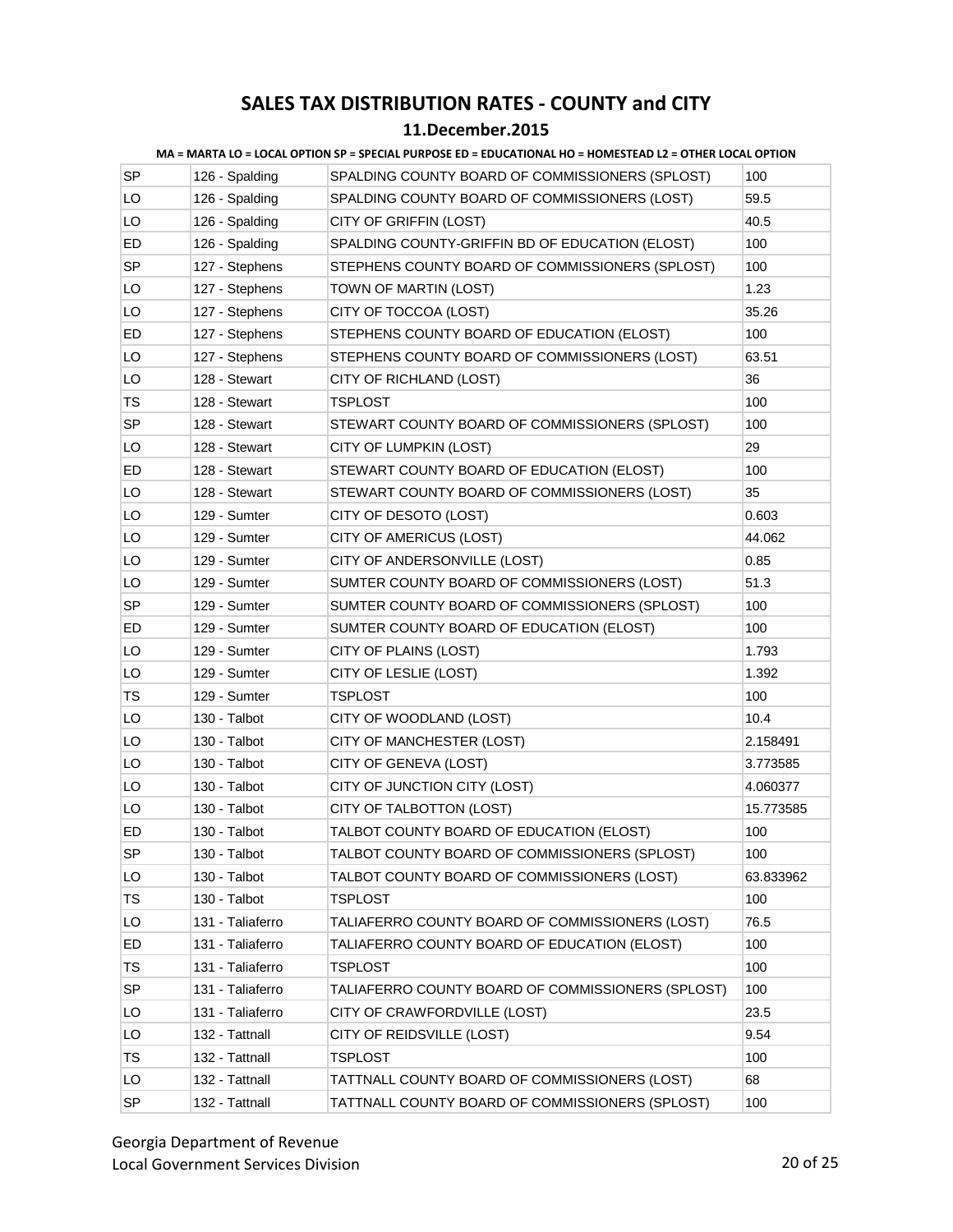# SALES TAX DISTRIBUTION RATES - COUNTY and CITY

## 11.December.2015

**MA = MARTA LO = LOCAL OPTION SP = SPECIAL PURPOSE ED = EDUCATIONAL HO = HOMESTEAD L2 = OTHER LOCAL OPTION**

| | | | |
|---|---|---|---|
| SP | 126 - Spalding | SPALDING COUNTY BOARD OF COMMISSIONERS (SPLOST) | 100 |
| LO | 126 - Spalding | SPALDING COUNTY BOARD OF COMMISSIONERS (LOST) | 59.5 |
| LO | 126 - Spalding | CITY OF GRIFFIN (LOST) | 40.5 |
| ED | 126 - Spalding | SPALDING COUNTY-GRIFFIN BD OF EDUCATION (ELOST) | 100 |
| SP | 127 - Stephens | STEPHENS COUNTY BOARD OF COMMISSIONERS (SPLOST) | 100 |
| LO | 127 - Stephens | TOWN OF MARTIN (LOST) | 1.23 |
| LO | 127 - Stephens | CITY OF TOCCOA (LOST) | 35.26 |
| ED | 127 - Stephens | STEPHENS COUNTY BOARD OF EDUCATION (ELOST) | 100 |
| LO | 127 - Stephens | STEPHENS COUNTY BOARD OF COMMISSIONERS (LOST) | 63.51 |
| LO | 128 - Stewart | CITY OF RICHLAND (LOST) | 36 |
| TS | 128 - Stewart | TSPLOST | 100 |
| SP | 128 - Stewart | STEWART COUNTY BOARD OF COMMISSIONERS (SPLOST) | 100 |
| LO | 128 - Stewart | CITY OF LUMPKIN (LOST) | 29 |
| ED | 128 - Stewart | STEWART COUNTY BOARD OF EDUCATION (ELOST) | 100 |
| LO | 128 - Stewart | STEWART COUNTY BOARD OF COMMISSIONERS (LOST) | 35 |
| LO | 129 - Sumter | CITY OF DESOTO (LOST) | 0.603 |
| LO | 129 - Sumter | CITY OF AMERICUS (LOST) | 44.062 |
| LO | 129 - Sumter | CITY OF ANDERSONVILLE (LOST) | 0.85 |
| LO | 129 - Sumter | SUMTER COUNTY BOARD OF COMMISSIONERS (LOST) | 51.3 |
| SP | 129 - Sumter | SUMTER COUNTY BOARD OF COMMISSIONERS (SPLOST) | 100 |
| ED | 129 - Sumter | SUMTER COUNTY BOARD OF EDUCATION (ELOST) | 100 |
| LO | 129 - Sumter | CITY OF PLAINS (LOST) | 1.793 |
| LO | 129 - Sumter | CITY OF LESLIE (LOST) | 1.392 |
| TS | 129 - Sumter | TSPLOST | 100 |
| LO | 130 - Talbot | CITY OF WOODLAND (LOST) | 10.4 |
| LO | 130 - Talbot | CITY OF MANCHESTER (LOST) | 2.158491 |
| LO | 130 - Talbot | CITY OF GENEVA (LOST) | 3.773585 |
| LO | 130 - Talbot | CITY OF JUNCTION CITY (LOST) | 4.060377 |
| LO | 130 - Talbot | CITY OF TALBOTTON (LOST) | 15.773585 |
| ED | 130 - Talbot | TALBOT COUNTY BOARD OF EDUCATION (ELOST) | 100 |
| SP | 130 - Talbot | TALBOT COUNTY BOARD OF COMMISSIONERS (SPLOST) | 100 |
| LO | 130 - Talbot | TALBOT COUNTY BOARD OF COMMISSIONERS (LOST) | 63.833962 |
| TS | 130 - Talbot | TSPLOST | 100 |
| LO | 131 - Taliaferro | TALIAFERRO COUNTY BOARD OF COMMISSIONERS (LOST) | 76.5 |
| ED | 131 - Taliaferro | TALIAFERRO COUNTY BOARD OF EDUCATION (ELOST) | 100 |
| TS | 131 - Taliaferro | TSPLOST | 100 |
| SP | 131 - Taliaferro | TALIAFERRO COUNTY BOARD OF COMMISSIONERS (SPLOST) | 100 |
| LO | 131 - Taliaferro | CITY OF CRAWFORDVILLE (LOST) | 23.5 |
| LO | 132 - Tattnall | CITY OF REIDSVILLE (LOST) | 9.54 |
| TS | 132 - Tattnall | TSPLOST | 100 |
| LO | 132 - Tattnall | TATTNALL COUNTY BOARD OF COMMISSIONERS (LOST) | 68 |
| SP | 132 - Tattnall | TATTNALL COUNTY BOARD OF COMMISSIONERS (SPLOST) | 100 |

Georgia Department of Revenue
Local Government Services Division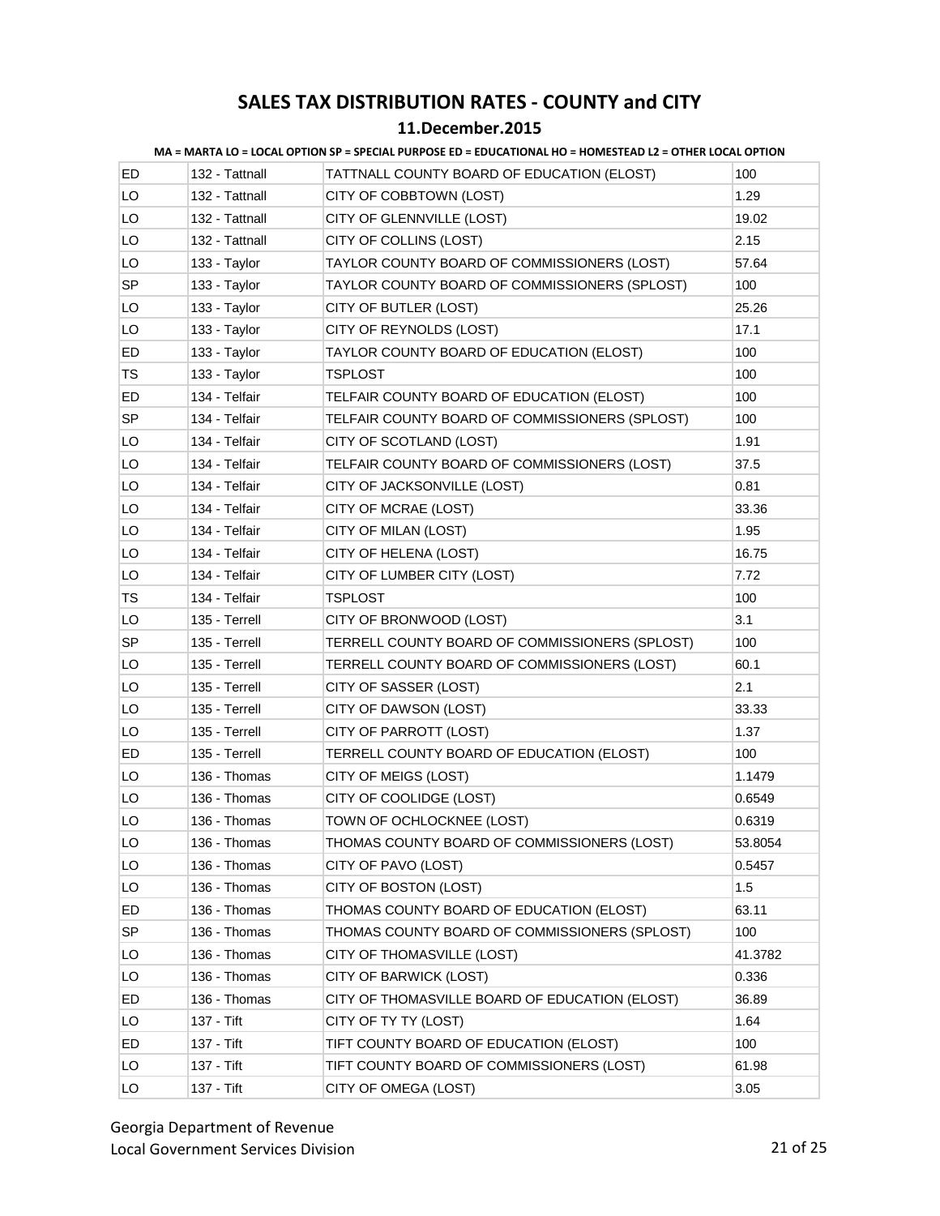# SALES TAX DISTRIBUTION RATES - COUNTY and CITY

## 11.December.2015

**MA = MARTA LO = LOCAL OPTION SP = SPECIAL PURPOSE ED = EDUCATIONAL HO = HOMESTEAD L2 = OTHER LOCAL OPTION**

| | | | |
|---|---|---|---|
| ED | 132 - Tattnall | TATTNALL COUNTY BOARD OF EDUCATION (ELOST) | 100 |
| LO | 132 - Tattnall | CITY OF COBBTOWN (LOST) | 1.29 |
| LO | 132 - Tattnall | CITY OF GLENNVILLE (LOST) | 19.02 |
| LO | 132 - Tattnall | CITY OF COLLINS (LOST) | 2.15 |
| LO | 133 - Taylor | TAYLOR COUNTY BOARD OF COMMISSIONERS (LOST) | 57.64 |
| SP | 133 - Taylor | TAYLOR COUNTY BOARD OF COMMISSIONERS (SPLOST) | 100 |
| LO | 133 - Taylor | CITY OF BUTLER (LOST) | 25.26 |
| LO | 133 - Taylor | CITY OF REYNOLDS (LOST) | 17.1 |
| ED | 133 - Taylor | TAYLOR COUNTY BOARD OF EDUCATION (ELOST) | 100 |
| TS | 133 - Taylor | TSPLOST | 100 |
| ED | 134 - Telfair | TELFAIR COUNTY BOARD OF EDUCATION (ELOST) | 100 |
| SP | 134 - Telfair | TELFAIR COUNTY BOARD OF COMMISSIONERS (SPLOST) | 100 |
| LO | 134 - Telfair | CITY OF SCOTLAND (LOST) | 1.91 |
| LO | 134 - Telfair | TELFAIR COUNTY BOARD OF COMMISSIONERS (LOST) | 37.5 |
| LO | 134 - Telfair | CITY OF JACKSONVILLE (LOST) | 0.81 |
| LO | 134 - Telfair | CITY OF MCRAE (LOST) | 33.36 |
| LO | 134 - Telfair | CITY OF MILAN (LOST) | 1.95 |
| LO | 134 - Telfair | CITY OF HELENA (LOST) | 16.75 |
| LO | 134 - Telfair | CITY OF LUMBER CITY (LOST) | 7.72 |
| TS | 134 - Telfair | TSPLOST | 100 |
| LO | 135 - Terrell | CITY OF BRONWOOD (LOST) | 3.1 |
| SP | 135 - Terrell | TERRELL COUNTY BOARD OF COMMISSIONERS (SPLOST) | 100 |
| LO | 135 - Terrell | TERRELL COUNTY BOARD OF COMMISSIONERS (LOST) | 60.1 |
| LO | 135 - Terrell | CITY OF SASSER (LOST) | 2.1 |
| LO | 135 - Terrell | CITY OF DAWSON (LOST) | 33.33 |
| LO | 135 - Terrell | CITY OF PARROTT (LOST) | 1.37 |
| ED | 135 - Terrell | TERRELL COUNTY BOARD OF EDUCATION (ELOST) | 100 |
| LO | 136 - Thomas | CITY OF MEIGS (LOST) | 1.1479 |
| LO | 136 - Thomas | CITY OF COOLIDGE (LOST) | 0.6549 |
| LO | 136 - Thomas | TOWN OF OCHLOCKNEE (LOST) | 0.6319 |
| LO | 136 - Thomas | THOMAS COUNTY BOARD OF COMMISSIONERS (LOST) | 53.8054 |
| LO | 136 - Thomas | CITY OF PAVO (LOST) | 0.5457 |
| LO | 136 - Thomas | CITY OF BOSTON (LOST) | 1.5 |
| ED | 136 - Thomas | THOMAS COUNTY BOARD OF EDUCATION (ELOST) | 63.11 |
| SP | 136 - Thomas | THOMAS COUNTY BOARD OF COMMISSIONERS (SPLOST) | 100 |
| LO | 136 - Thomas | CITY OF THOMASVILLE (LOST) | 41.3782 |
| LO | 136 - Thomas | CITY OF BARWICK (LOST) | 0.336 |
| ED | 136 - Thomas | CITY OF THOMASVILLE BOARD OF EDUCATION (ELOST) | 36.89 |
| LO | 137 - Tift | CITY OF TY TY (LOST) | 1.64 |
| ED | 137 - Tift | TIFT COUNTY BOARD OF EDUCATION (ELOST) | 100 |
| LO | 137 - Tift | TIFT COUNTY BOARD OF COMMISSIONERS (LOST) | 61.98 |
| LO | 137 - Tift | CITY OF OMEGA (LOST) | 3.05 |

Georgia Department of Revenue
Local Government Services Division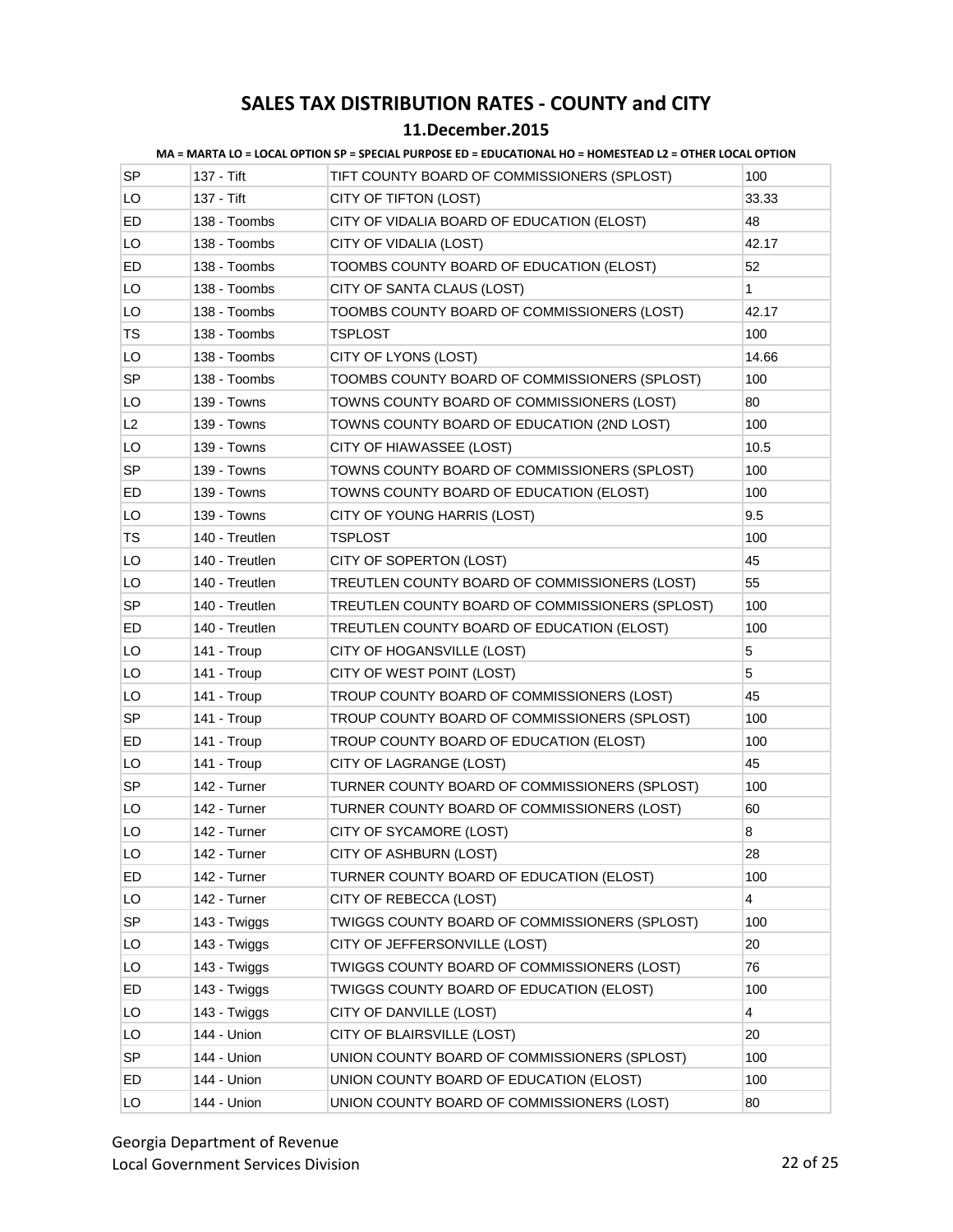# SALES TAX DISTRIBUTION RATES - COUNTY and CITY

## 11.December.2015

**MA = MARTA LO = LOCAL OPTION SP = SPECIAL PURPOSE ED = EDUCATIONAL HO = HOMESTEAD L2 = OTHER LOCAL OPTION**

| | | | |
|---|---|---|---|
| SP | 137 - Tift | TIFT COUNTY BOARD OF COMMISSIONERS (SPLOST) | 100 |
| LO | 137 - Tift | CITY OF TIFTON (LOST) | 33.33 |
| ED | 138 - Toombs | CITY OF VIDALIA BOARD OF EDUCATION (ELOST) | 48 |
| LO | 138 - Toombs | CITY OF VIDALIA (LOST) | 42.17 |
| ED | 138 - Toombs | TOOMBS COUNTY BOARD OF EDUCATION (ELOST) | 52 |
| LO | 138 - Toombs | CITY OF SANTA CLAUS (LOST) | 1 |
| LO | 138 - Toombs | TOOMBS COUNTY BOARD OF COMMISSIONERS (LOST) | 42.17 |
| TS | 138 - Toombs | TSPLOST | 100 |
| LO | 138 - Toombs | CITY OF LYONS (LOST) | 14.66 |
| SP | 138 - Toombs | TOOMBS COUNTY BOARD OF COMMISSIONERS (SPLOST) | 100 |
| LO | 139 - Towns | TOWNS COUNTY BOARD OF COMMISSIONERS (LOST) | 80 |
| L2 | 139 - Towns | TOWNS COUNTY BOARD OF EDUCATION (2ND LOST) | 100 |
| LO | 139 - Towns | CITY OF HIAWASSEE (LOST) | 10.5 |
| SP | 139 - Towns | TOWNS COUNTY BOARD OF COMMISSIONERS (SPLOST) | 100 |
| ED | 139 - Towns | TOWNS COUNTY BOARD OF EDUCATION (ELOST) | 100 |
| LO | 139 - Towns | CITY OF YOUNG HARRIS (LOST) | 9.5 |
| TS | 140 - Treutlen | TSPLOST | 100 |
| LO | 140 - Treutlen | CITY OF SOPERTON (LOST) | 45 |
| LO | 140 - Treutlen | TREUTLEN COUNTY BOARD OF COMMISSIONERS (LOST) | 55 |
| SP | 140 - Treutlen | TREUTLEN COUNTY BOARD OF COMMISSIONERS (SPLOST) | 100 |
| ED | 140 - Treutlen | TREUTLEN COUNTY BOARD OF EDUCATION (ELOST) | 100 |
| LO | 141 - Troup | CITY OF HOGANSVILLE (LOST) | 5 |
| LO | 141 - Troup | CITY OF WEST POINT (LOST) | 5 |
| LO | 141 - Troup | TROUP COUNTY BOARD OF COMMISSIONERS (LOST) | 45 |
| SP | 141 - Troup | TROUP COUNTY BOARD OF COMMISSIONERS (SPLOST) | 100 |
| ED | 141 - Troup | TROUP COUNTY BOARD OF EDUCATION (ELOST) | 100 |
| LO | 141 - Troup | CITY OF LAGRANGE (LOST) | 45 |
| SP | 142 - Turner | TURNER COUNTY BOARD OF COMMISSIONERS (SPLOST) | 100 |
| LO | 142 - Turner | TURNER COUNTY BOARD OF COMMISSIONERS (LOST) | 60 |
| LO | 142 - Turner | CITY OF SYCAMORE (LOST) | 8 |
| LO | 142 - Turner | CITY OF ASHBURN (LOST) | 28 |
| ED | 142 - Turner | TURNER COUNTY BOARD OF EDUCATION (ELOST) | 100 |
| LO | 142 - Turner | CITY OF REBECCA (LOST) | 4 |
| SP | 143 - Twiggs | TWIGGS COUNTY BOARD OF COMMISSIONERS (SPLOST) | 100 |
| LO | 143 - Twiggs | CITY OF JEFFERSONVILLE (LOST) | 20 |
| LO | 143 - Twiggs | TWIGGS COUNTY BOARD OF COMMISSIONERS (LOST) | 76 |
| ED | 143 - Twiggs | TWIGGS COUNTY BOARD OF EDUCATION (ELOST) | 100 |
| LO | 143 - Twiggs | CITY OF DANVILLE (LOST) | 4 |
| LO | 144 - Union | CITY OF BLAIRSVILLE (LOST) | 20 |
| SP | 144 - Union | UNION COUNTY BOARD OF COMMISSIONERS (SPLOST) | 100 |
| ED | 144 - Union | UNION COUNTY BOARD OF EDUCATION (ELOST) | 100 |
| LO | 144 - Union | UNION COUNTY BOARD OF COMMISSIONERS (LOST) | 80 |

Georgia Department of Revenue
Local Government Services Division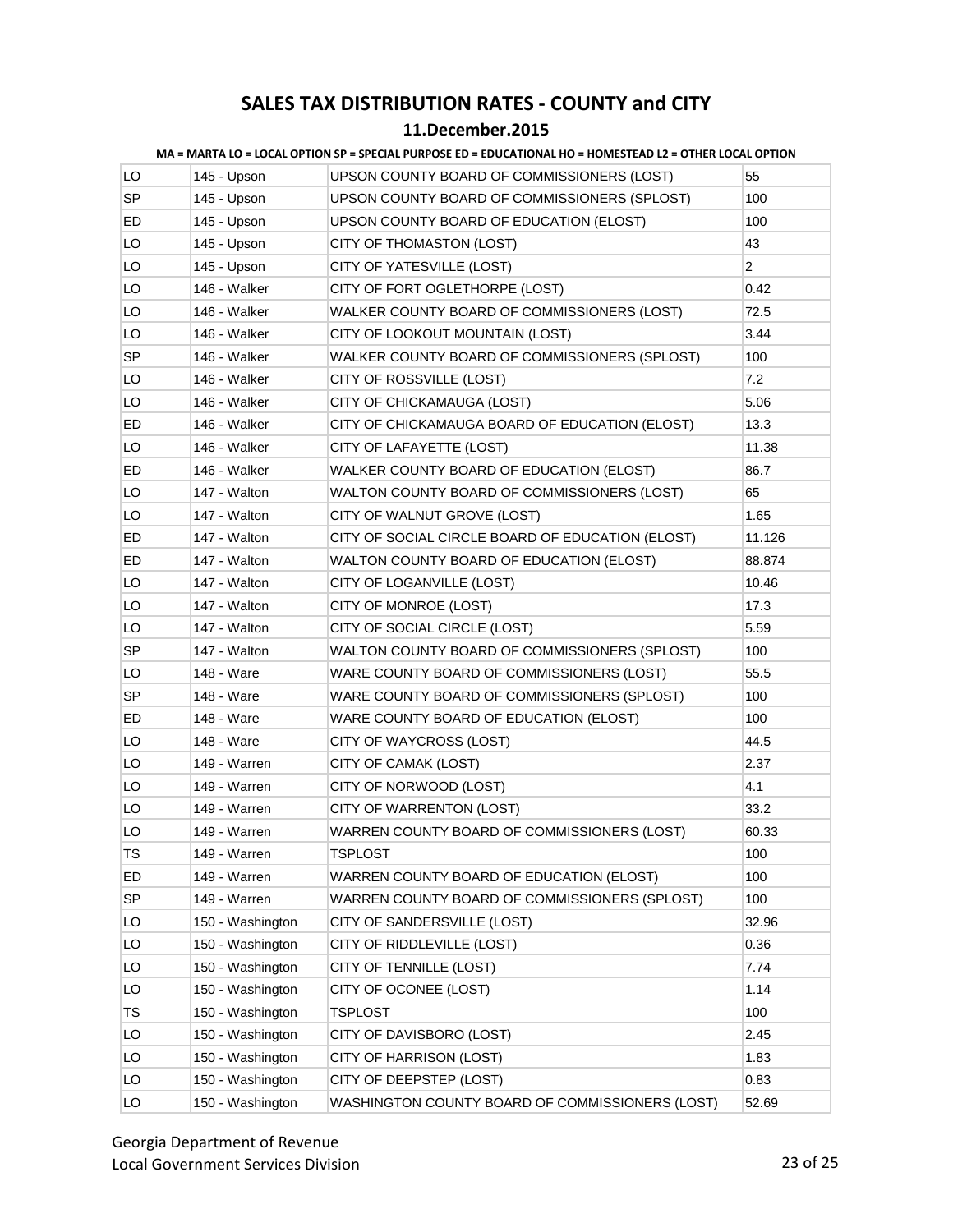# SALES TAX DISTRIBUTION RATES - COUNTY and CITY

## 11.December.2015

**MA = MARTA LO = LOCAL OPTION SP = SPECIAL PURPOSE ED = EDUCATIONAL HO = HOMESTEAD L2 = OTHER LOCAL OPTION**

| | | | |
|---|---|---|---|
| LO | 145 - Upson | UPSON COUNTY BOARD OF COMMISSIONERS (LOST) | 55 |
| SP | 145 - Upson | UPSON COUNTY BOARD OF COMMISSIONERS (SPLOST) | 100 |
| ED | 145 - Upson | UPSON COUNTY BOARD OF EDUCATION (ELOST) | 100 |
| LO | 145 - Upson | CITY OF THOMASTON (LOST) | 43 |
| LO | 145 - Upson | CITY OF YATESVILLE (LOST) | 2 |
| LO | 146 - Walker | CITY OF FORT OGLETHORPE (LOST) | 0.42 |
| LO | 146 - Walker | WALKER COUNTY BOARD OF COMMISSIONERS (LOST) | 72.5 |
| LO | 146 - Walker | CITY OF LOOKOUT MOUNTAIN (LOST) | 3.44 |
| SP | 146 - Walker | WALKER COUNTY BOARD OF COMMISSIONERS (SPLOST) | 100 |
| LO | 146 - Walker | CITY OF ROSSVILLE (LOST) | 7.2 |
| LO | 146 - Walker | CITY OF CHICKAMAUGA (LOST) | 5.06 |
| ED | 146 - Walker | CITY OF CHICKAMAUGA BOARD OF EDUCATION (ELOST) | 13.3 |
| LO | 146 - Walker | CITY OF LAFAYETTE (LOST) | 11.38 |
| ED | 146 - Walker | WALKER COUNTY BOARD OF EDUCATION (ELOST) | 86.7 |
| LO | 147 - Walton | WALTON COUNTY BOARD OF COMMISSIONERS (LOST) | 65 |
| LO | 147 - Walton | CITY OF WALNUT GROVE (LOST) | 1.65 |
| ED | 147 - Walton | CITY OF SOCIAL CIRCLE BOARD OF EDUCATION (ELOST) | 11.126 |
| ED | 147 - Walton | WALTON COUNTY BOARD OF EDUCATION (ELOST) | 88.874 |
| LO | 147 - Walton | CITY OF LOGANVILLE (LOST) | 10.46 |
| LO | 147 - Walton | CITY OF MONROE (LOST) | 17.3 |
| LO | 147 - Walton | CITY OF SOCIAL CIRCLE (LOST) | 5.59 |
| SP | 147 - Walton | WALTON COUNTY BOARD OF COMMISSIONERS (SPLOST) | 100 |
| LO | 148 - Ware | WARE COUNTY BOARD OF COMMISSIONERS (LOST) | 55.5 |
| SP | 148 - Ware | WARE COUNTY BOARD OF COMMISSIONERS (SPLOST) | 100 |
| ED | 148 - Ware | WARE COUNTY BOARD OF EDUCATION (ELOST) | 100 |
| LO | 148 - Ware | CITY OF WAYCROSS (LOST) | 44.5 |
| LO | 149 - Warren | CITY OF CAMAK (LOST) | 2.37 |
| LO | 149 - Warren | CITY OF NORWOOD (LOST) | 4.1 |
| LO | 149 - Warren | CITY OF WARRENTON (LOST) | 33.2 |
| LO | 149 - Warren | WARREN COUNTY BOARD OF COMMISSIONERS (LOST) | 60.33 |
| TS | 149 - Warren | TSPLOST | 100 |
| ED | 149 - Warren | WARREN COUNTY BOARD OF EDUCATION (ELOST) | 100 |
| SP | 149 - Warren | WARREN COUNTY BOARD OF COMMISSIONERS (SPLOST) | 100 |
| LO | 150 - Washington | CITY OF SANDERSVILLE (LOST) | 32.96 |
| LO | 150 - Washington | CITY OF RIDDLEVILLE (LOST) | 0.36 |
| LO | 150 - Washington | CITY OF TENNILLE (LOST) | 7.74 |
| LO | 150 - Washington | CITY OF OCONEE (LOST) | 1.14 |
| TS | 150 - Washington | TSPLOST | 100 |
| LO | 150 - Washington | CITY OF DAVISBORO (LOST) | 2.45 |
| LO | 150 - Washington | CITY OF HARRISON (LOST) | 1.83 |
| LO | 150 - Washington | CITY OF DEEPSTEP (LOST) | 0.83 |
| LO | 150 - Washington | WASHINGTON COUNTY BOARD OF COMMISSIONERS (LOST) | 52.69 |

Georgia Department of Revenue
Local Government Services Division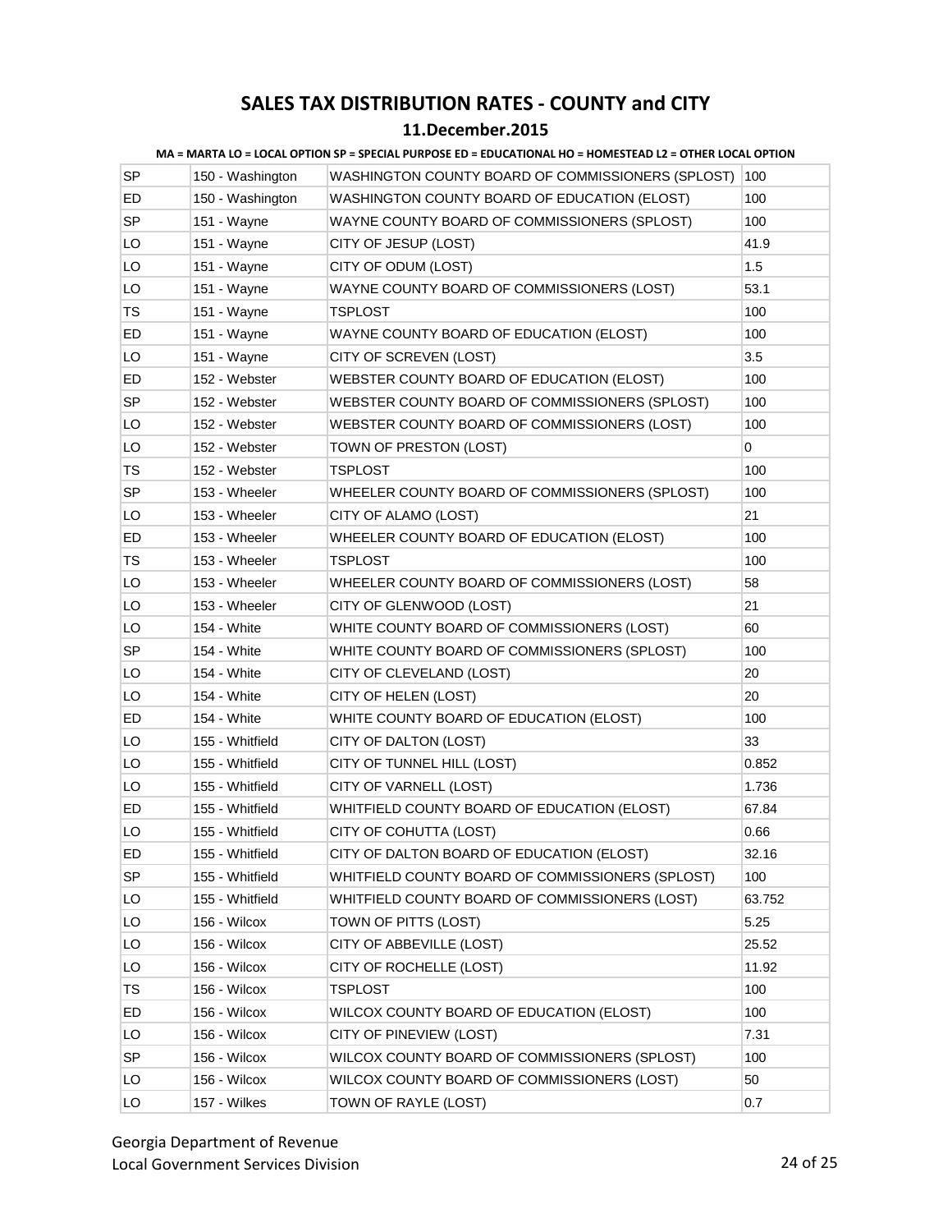# SALES TAX DISTRIBUTION RATES - COUNTY and CITY

## 11.December.2015

**MA = MARTA LO = LOCAL OPTION SP = SPECIAL PURPOSE ED = EDUCATIONAL HO = HOMESTEAD L2 = OTHER LOCAL OPTION**

| | | | |
|---|---|---|---|
| SP | 150 - Washington | WASHINGTON COUNTY BOARD OF COMMISSIONERS (SPLOST) | 100 |
| ED | 150 - Washington | WASHINGTON COUNTY BOARD OF EDUCATION (ELOST) | 100 |
| SP | 151 - Wayne | WAYNE COUNTY BOARD OF COMMISSIONERS (SPLOST) | 100 |
| LO | 151 - Wayne | CITY OF JESUP (LOST) | 41.9 |
| LO | 151 - Wayne | CITY OF ODUM (LOST) | 1.5 |
| LO | 151 - Wayne | WAYNE COUNTY BOARD OF COMMISSIONERS (LOST) | 53.1 |
| TS | 151 - Wayne | TSPLOST | 100 |
| ED | 151 - Wayne | WAYNE COUNTY BOARD OF EDUCATION (ELOST) | 100 |
| LO | 151 - Wayne | CITY OF SCREVEN (LOST) | 3.5 |
| ED | 152 - Webster | WEBSTER COUNTY BOARD OF EDUCATION (ELOST) | 100 |
| SP | 152 - Webster | WEBSTER COUNTY BOARD OF COMMISSIONERS (SPLOST) | 100 |
| LO | 152 - Webster | WEBSTER COUNTY BOARD OF COMMISSIONERS (LOST) | 100 |
| LO | 152 - Webster | TOWN OF PRESTON (LOST) | 0 |
| TS | 152 - Webster | TSPLOST | 100 |
| SP | 153 - Wheeler | WHEELER COUNTY BOARD OF COMMISSIONERS (SPLOST) | 100 |
| LO | 153 - Wheeler | CITY OF ALAMO (LOST) | 21 |
| ED | 153 - Wheeler | WHEELER COUNTY BOARD OF EDUCATION (ELOST) | 100 |
| TS | 153 - Wheeler | TSPLOST | 100 |
| LO | 153 - Wheeler | WHEELER COUNTY BOARD OF COMMISSIONERS (LOST) | 58 |
| LO | 153 - Wheeler | CITY OF GLENWOOD (LOST) | 21 |
| LO | 154 - White | WHITE COUNTY BOARD OF COMMISSIONERS (LOST) | 60 |
| SP | 154 - White | WHITE COUNTY BOARD OF COMMISSIONERS (SPLOST) | 100 |
| LO | 154 - White | CITY OF CLEVELAND (LOST) | 20 |
| LO | 154 - White | CITY OF HELEN (LOST) | 20 |
| ED | 154 - White | WHITE COUNTY BOARD OF EDUCATION (ELOST) | 100 |
| LO | 155 - Whitfield | CITY OF DALTON (LOST) | 33 |
| LO | 155 - Whitfield | CITY OF TUNNEL HILL (LOST) | 0.852 |
| LO | 155 - Whitfield | CITY OF VARNELL (LOST) | 1.736 |
| ED | 155 - Whitfield | WHITFIELD COUNTY BOARD OF EDUCATION (ELOST) | 67.84 |
| LO | 155 - Whitfield | CITY OF COHUTTA (LOST) | 0.66 |
| ED | 155 - Whitfield | CITY OF DALTON BOARD OF EDUCATION (ELOST) | 32.16 |
| SP | 155 - Whitfield | WHITFIELD COUNTY BOARD OF COMMISSIONERS (SPLOST) | 100 |
| LO | 155 - Whitfield | WHITFIELD COUNTY BOARD OF COMMISSIONERS (LOST) | 63.752 |
| LO | 156 - Wilcox | TOWN OF PITTS (LOST) | 5.25 |
| LO | 156 - Wilcox | CITY OF ABBEVILLE (LOST) | 25.52 |
| LO | 156 - Wilcox | CITY OF ROCHELLE (LOST) | 11.92 |
| TS | 156 - Wilcox | TSPLOST | 100 |
| ED | 156 - Wilcox | WILCOX COUNTY BOARD OF EDUCATION (ELOST) | 100 |
| LO | 156 - Wilcox | CITY OF PINEVIEW (LOST) | 7.31 |
| SP | 156 - Wilcox | WILCOX COUNTY BOARD OF COMMISSIONERS (SPLOST) | 100 |
| LO | 156 - Wilcox | WILCOX COUNTY BOARD OF COMMISSIONERS (LOST) | 50 |
| LO | 157 - Wilkes | TOWN OF RAYLE (LOST) | 0.7 |

Georgia Department of Revenue
Local Government Services Division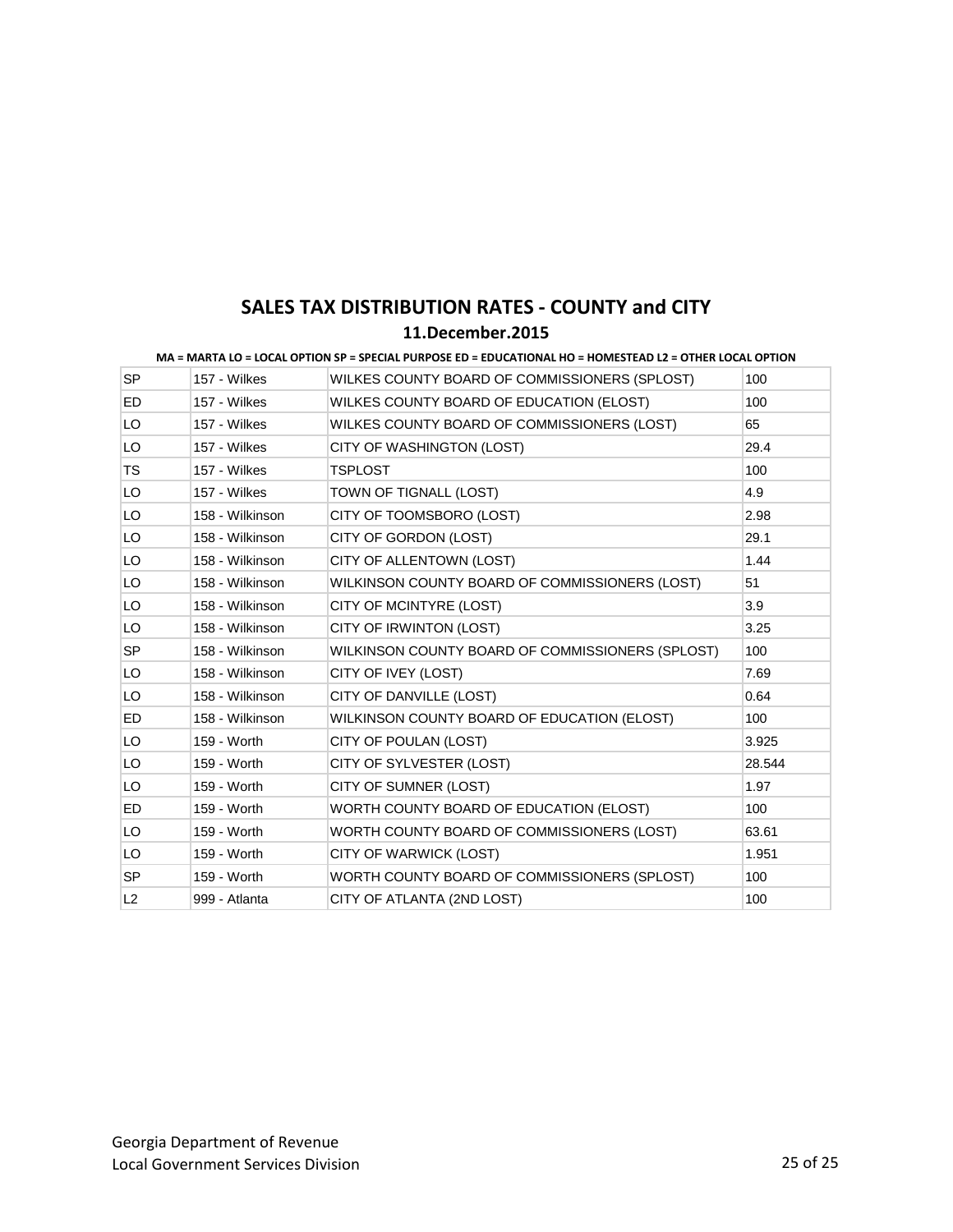# SALES TAX DISTRIBUTION RATES - COUNTY and CITY

## 11.December.2015

**MA = MARTA LO = LOCAL OPTION SP = SPECIAL PURPOSE ED = EDUCATIONAL HO = HOMESTEAD L2 = OTHER LOCAL OPTION**

| | | | |
|---|---|---|---|
| SP | 157 - Wilkes | WILKES COUNTY BOARD OF COMMISSIONERS (SPLOST) | 100 |
| ED | 157 - Wilkes | WILKES COUNTY BOARD OF EDUCATION (ELOST) | 100 |
| LO | 157 - Wilkes | WILKES COUNTY BOARD OF COMMISSIONERS (LOST) | 65 |
| LO | 157 - Wilkes | CITY OF WASHINGTON (LOST) | 29.4 |
| TS | 157 - Wilkes | TSPLOST | 100 |
| LO | 157 - Wilkes | TOWN OF TIGNALL (LOST) | 4.9 |
| LO | 158 - Wilkinson | CITY OF TOOMSBORO (LOST) | 2.98 |
| LO | 158 - Wilkinson | CITY OF GORDON (LOST) | 29.1 |
| LO | 158 - Wilkinson | CITY OF ALLENTOWN (LOST) | 1.44 |
| LO | 158 - Wilkinson | WILKINSON COUNTY BOARD OF COMMISSIONERS (LOST) | 51 |
| LO | 158 - Wilkinson | CITY OF MCINTYRE (LOST) | 3.9 |
| LO | 158 - Wilkinson | CITY OF IRWINTON (LOST) | 3.25 |
| SP | 158 - Wilkinson | WILKINSON COUNTY BOARD OF COMMISSIONERS (SPLOST) | 100 |
| LO | 158 - Wilkinson | CITY OF IVEY (LOST) | 7.69 |
| LO | 158 - Wilkinson | CITY OF DANVILLE (LOST) | 0.64 |
| ED | 158 - Wilkinson | WILKINSON COUNTY BOARD OF EDUCATION (ELOST) | 100 |
| LO | 159 - Worth | CITY OF POULAN (LOST) | 3.925 |
| LO | 159 - Worth | CITY OF SYLVESTER (LOST) | 28.544 |
| LO | 159 - Worth | CITY OF SUMNER (LOST) | 1.97 |
| ED | 159 - Worth | WORTH COUNTY BOARD OF EDUCATION (ELOST) | 100 |
| LO | 159 - Worth | WORTH COUNTY BOARD OF COMMISSIONERS (LOST) | 63.61 |
| LO | 159 - Worth | CITY OF WARWICK (LOST) | 1.951 |
| SP | 159 - Worth | WORTH COUNTY BOARD OF COMMISSIONERS (SPLOST) | 100 |
| L2 | 999 - Atlanta | CITY OF ATLANTA (2ND LOST) | 100 |

Georgia Department of Revenue
Local Government Services Division